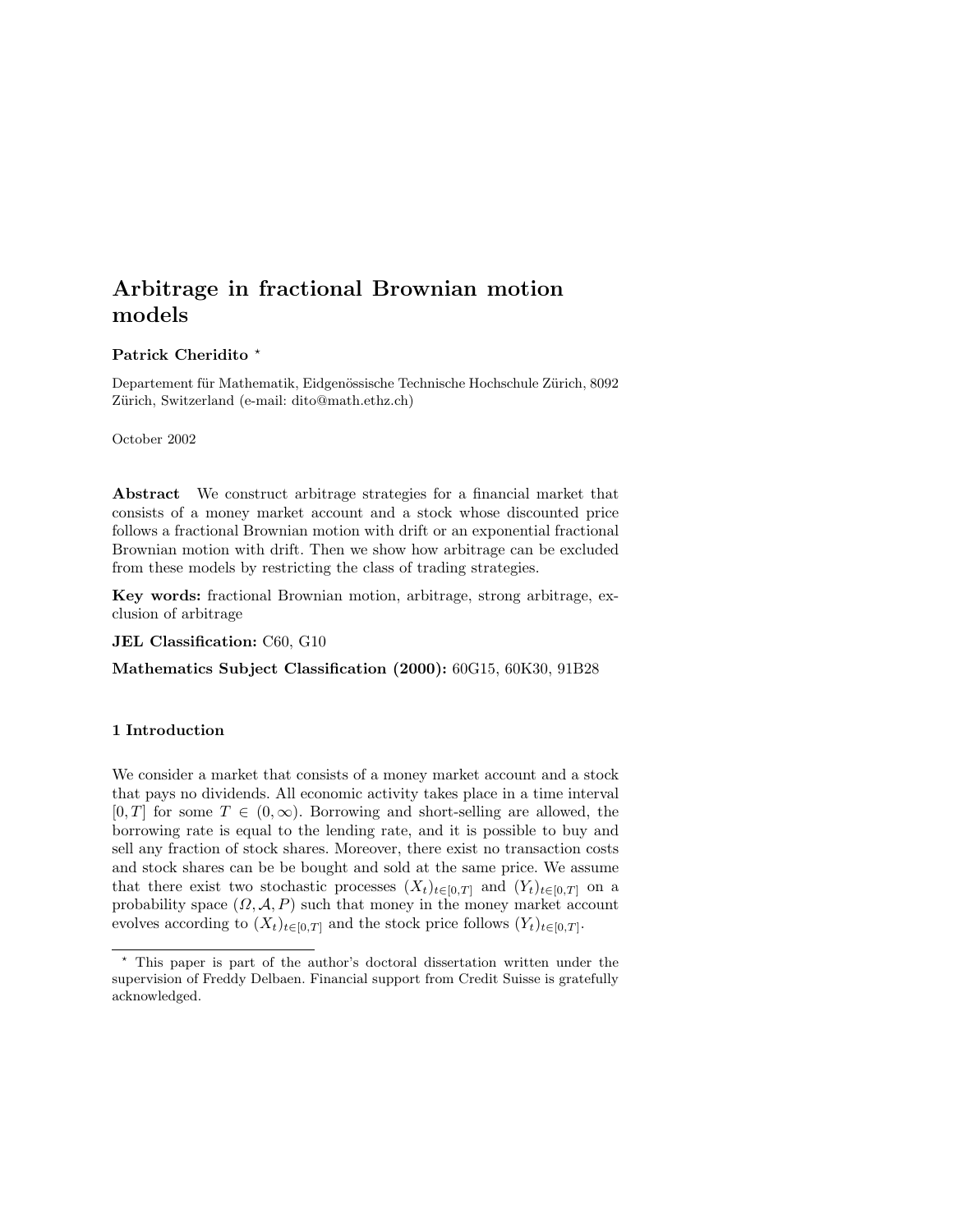# Arbitrage in fractional Brownian motion models

**Patrick Cheridito** [⋆]

Departement für Mathematik, Eidgenössische Technische Hochschule Zürich, 8092 Zürich, Switzerland (e-mail: dito@math.ethz.ch)

October 2002

**Abstract** We construct arbitrage strategies for a financial market that consists of a money market account and a stock whose discounted price follows a fractional Brownian motion with drift or an exponential fractional Brownian motion with drift. Then we show how arbitrage can be excluded from these models by restricting the class of trading strategies.

**Key words:** fractional Brownian motion, arbitrage, strong arbitrage, exclusion of arbitrage

**JEL Classification:** C60, G10

**Mathematics Subject Classification (2000):** 60G15, 60K30, 91B28

## 1 Introduction

We consider a market that consists of a money market account and a stock that pays no dividends. All economic activity takes place in a time interval $[0, T]$ for some $T \in (0, \infty)$. Borrowing and short-selling are allowed, the borrowing rate is equal to the lending rate, and it is possible to buy and sell any fraction of stock shares. Moreover, there exist no transaction costs and stock shares can be be bought and sold at the same price. We assume that there exist two stochastic processes $(X_t)_{t\in[0,T]}$ and $(Y_t)_{t\in[0,T]}$ on a probability space $(\Omega, \mathcal{A}, P)$ such that money in the money market account evolves according to $(X_t)_{t\in[0,T]}$ and the stock price follows $(Y_t)_{t\in[0,T]}$.

[⋆] This paper is part of the author's doctoral dissertation written under the supervision of Freddy Delbaen. Financial support from Credit Suisse is gratefully acknowledged.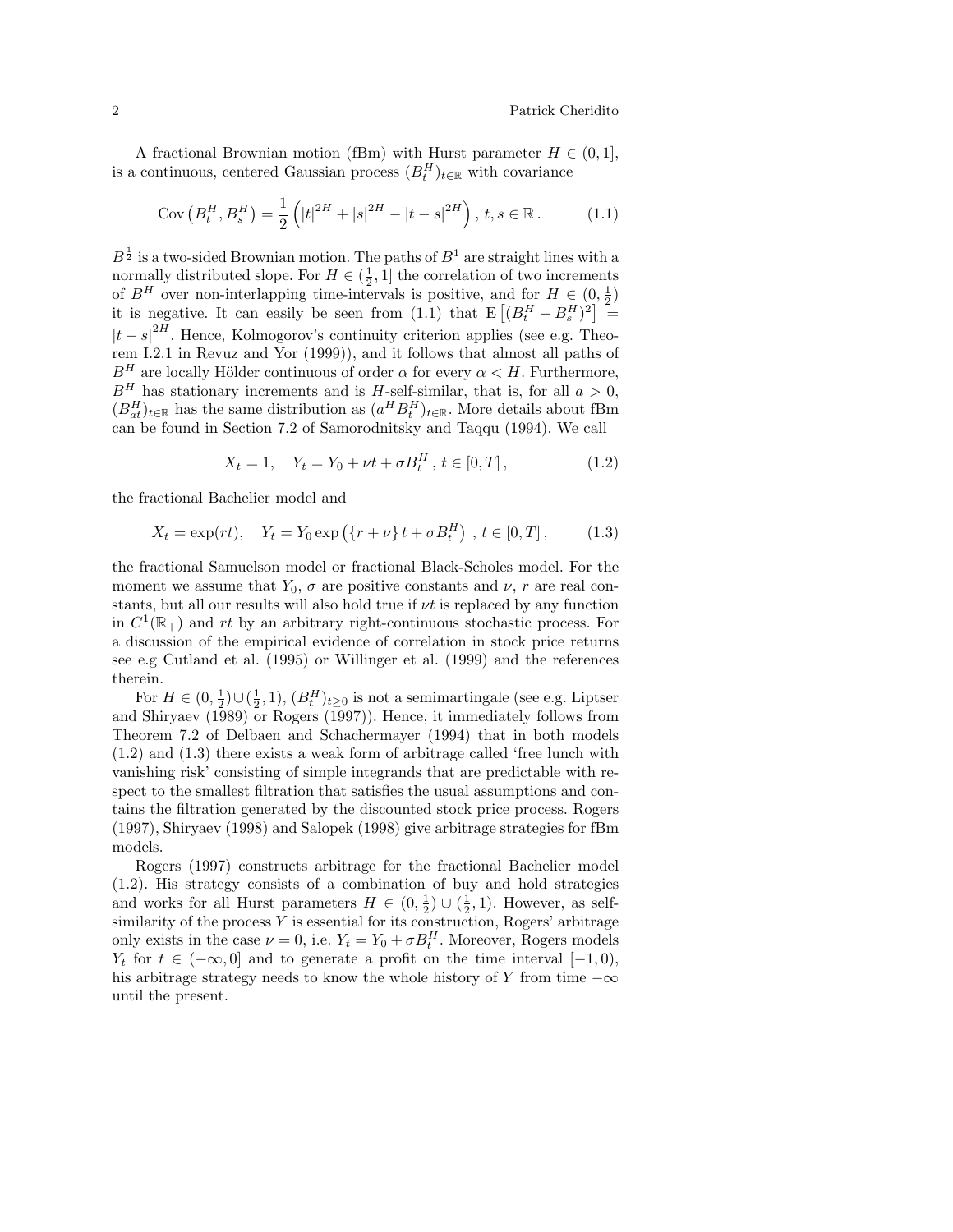A fractional Brownian motion (fBm) with Hurst parameter $H \in (0, 1]$, is a continuous, centered Gaussian process $(B^H_t)_{t \in \mathbb{R}}$ with covariance

$$\operatorname{Cov}\left(B^H_t, B^H_s\right) = \frac{1}{2}\left(|t|^{2H} + |s|^{2H} - |t-s|^{2H}\right), \; t, s \in \mathbb{R}\,. \tag{1.1}$$

$B^{\frac{1}{2}}$ is a two-sided Brownian motion. The paths of $B^1$ are straight lines with a normally distributed slope. For $H \in (\frac{1}{2}, 1]$ the correlation of two increments of $B^H$ over non-interlapping time-intervals is positive, and for $H \in (0, \frac{1}{2})$ it is negative. It can easily be seen from (1.1) that $\mathrm{E}\left[(B^H_t - B^H_s)^2\right] = |t-s|^{2H}$. Hence, Kolmogorov's continuity criterion applies (see e.g. Theorem I.2.1 in Revuz and Yor (1999)), and it follows that almost all paths of $B^H$ are locally Hölder continuous of order $\alpha$ for every $\alpha < H$. Furthermore, $B^H$ has stationary increments and is $H$-self-similar, that is, for all $a > 0$, $(B^H_{at})_{t \in \mathbb{R}}$ has the same distribution as $(a^H B^H_t)_{t \in \mathbb{R}}$. More details about fBm can be found in Section 7.2 of Samorodnitsky and Taqqu (1994). We call

$$X_t = 1, \quad Y_t = Y_0 + \nu t + \sigma B^H_t \,, \; t \in [0, T]\,, \tag{1.2}$$

the fractional Bachelier model and

$$X_t = \exp(rt), \quad Y_t = Y_0 \exp\left(\{r + \nu\}\, t + \sigma B^H_t\right) \,, \; t \in [0, T]\,, \tag{1.3}$$

the fractional Samuelson model or fractional Black-Scholes model. For the moment we assume that $Y_0$, $\sigma$ are positive constants and $\nu$, $r$ are real constants, but all our results will also hold true if $\nu t$ is replaced by any function in $C^1(\mathbb{R}_+)$ and $rt$ by an arbitrary right-continuous stochastic process. For a discussion of the empirical evidence of correlation in stock price returns see e.g Cutland et al. (1995) or Willinger et al. (1999) and the references therein.

For $H \in (0, \frac{1}{2}) \cup (\frac{1}{2}, 1)$, $(B^H_t)_{t \geq 0}$ is not a semimartingale (see e.g. Liptser and Shiryaev (1989) or Rogers (1997)). Hence, it immediately follows from Theorem 7.2 of Delbaen and Schachermayer (1994) that in both models (1.2) and (1.3) there exists a weak form of arbitrage called 'free lunch with vanishing risk' consisting of simple integrands that are predictable with respect to the smallest filtration that satisfies the usual assumptions and contains the filtration generated by the discounted stock price process. Rogers (1997), Shiryaev (1998) and Salopek (1998) give arbitrage strategies for fBm models.

Rogers (1997) constructs arbitrage for the fractional Bachelier model (1.2). His strategy consists of a combination of buy and hold strategies and works for all Hurst parameters $H \in (0, \frac{1}{2}) \cup (\frac{1}{2}, 1)$. However, as self-similarity of the process $Y$ is essential for its construction, Rogers' arbitrage only exists in the case $\nu = 0$, i.e. $Y_t = Y_0 + \sigma B^H_t$. Moreover, Rogers models $Y_t$ for $t \in (-\infty, 0]$ and to generate a profit on the time interval $[-1, 0)$, his arbitrage strategy needs to know the whole history of $Y$ from time $-\infty$ until the present.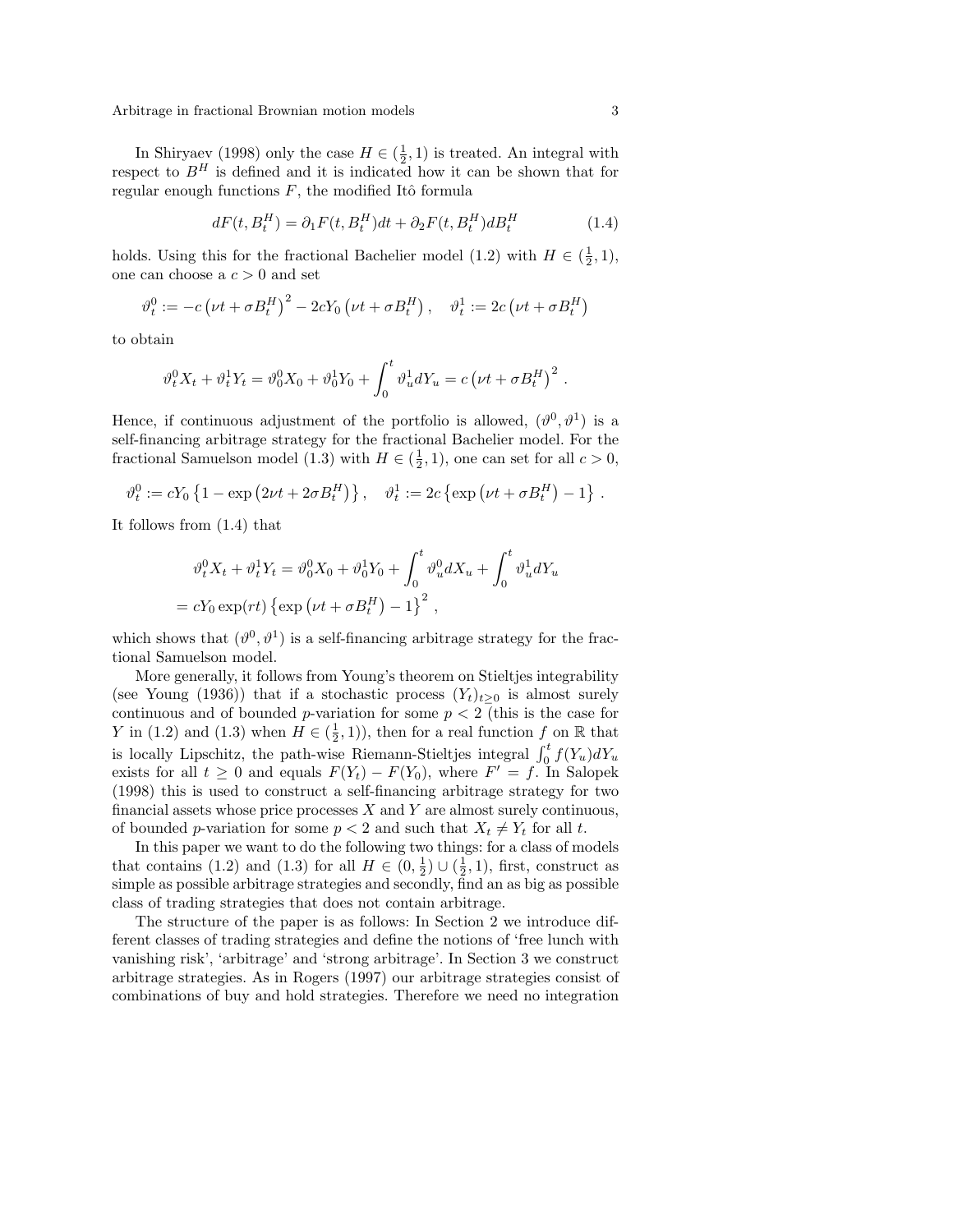In Shiryaev (1998) only the case $H \in (\frac{1}{2}, 1)$ is treated. An integral with respect to $B^H$ is defined and it is indicated how it can be shown that for regular enough functions $F$, the modified Itô formula

$$dF(t, B_t^H) = \partial_1 F(t, B_t^H) dt + \partial_2 F(t, B_t^H) dB_t^H \tag{1.4}$$

holds. Using this for the fractional Bachelier model (1.2) with $H \in (\frac{1}{2}, 1)$, one can choose a $c > 0$ and set

$$\vartheta_t^0 := -c\left(\nu t + \sigma B_t^H\right)^2 - 2cY_0\left(\nu t + \sigma B_t^H\right), \quad \vartheta_t^1 := 2c\left(\nu t + \sigma B_t^H\right)$$

to obtain

$$\vartheta_t^0 X_t + \vartheta_t^1 Y_t = \vartheta_0^0 X_0 + \vartheta_0^1 Y_0 + \int_0^t \vartheta_u^1 dY_u = c\left(\nu t + \sigma B_t^H\right)^2 .$$

Hence, if continuous adjustment of the portfolio is allowed, $(\vartheta^0, \vartheta^1)$ is a self-financing arbitrage strategy for the fractional Bachelier model. For the fractional Samuelson model (1.3) with $H \in (\frac{1}{2}, 1)$, one can set for all $c > 0$,

$$\vartheta_t^0 := cY_0\left\{1 - \exp\left(2\nu t + 2\sigma B_t^H\right)\right\}, \quad \vartheta_t^1 := 2c\left\{\exp\left(\nu t + \sigma B_t^H\right) - 1\right\} .$$

It follows from (1.4) that

$$\begin{aligned} \vartheta_t^0 X_t + \vartheta_t^1 Y_t &= \vartheta_0^0 X_0 + \vartheta_0^1 Y_0 + \int_0^t \vartheta_u^0 dX_u + \int_0^t \vartheta_u^1 dY_u \\ &= cY_0 \exp(rt)\left\{\exp\left(\nu t + \sigma B_t^H\right) - 1\right\}^2 , \end{aligned}$$

which shows that $(\vartheta^0, \vartheta^1)$ is a self-financing arbitrage strategy for the fractional Samuelson model.

More generally, it follows from Young's theorem on Stieltjes integrability (see Young (1936)) that if a stochastic process $(Y_t)_{t \geq 0}$ is almost surely continuous and of bounded $p$-variation for some $p < 2$ (this is the case for $Y$ in (1.2) and (1.3) when $H \in (\frac{1}{2}, 1)$), then for a real function $f$ on $\mathbb{R}$ that is locally Lipschitz, the path-wise Riemann-Stieltjes integral $\int_0^t f(Y_u) dY_u$ exists for all $t \geq 0$ and equals $F(Y_t) - F(Y_0)$, where $F' = f$. In Salopek (1998) this is used to construct a self-financing arbitrage strategy for two financial assets whose price processes $X$ and $Y$ are almost surely continuous, of bounded $p$-variation for some $p < 2$ and such that $X_t \neq Y_t$ for all $t$.

In this paper we want to do the following two things: for a class of models that contains (1.2) and (1.3) for all $H \in (0, \frac{1}{2}) \cup (\frac{1}{2}, 1)$, first, construct as simple as possible arbitrage strategies and secondly, find an as big as possible class of trading strategies that does not contain arbitrage.

The structure of the paper is as follows: In Section 2 we introduce different classes of trading strategies and define the notions of 'free lunch with vanishing risk', 'arbitrage' and 'strong arbitrage'. In Section 3 we construct arbitrage strategies. As in Rogers (1997) our arbitrage strategies consist of combinations of buy and hold strategies. Therefore we need no integration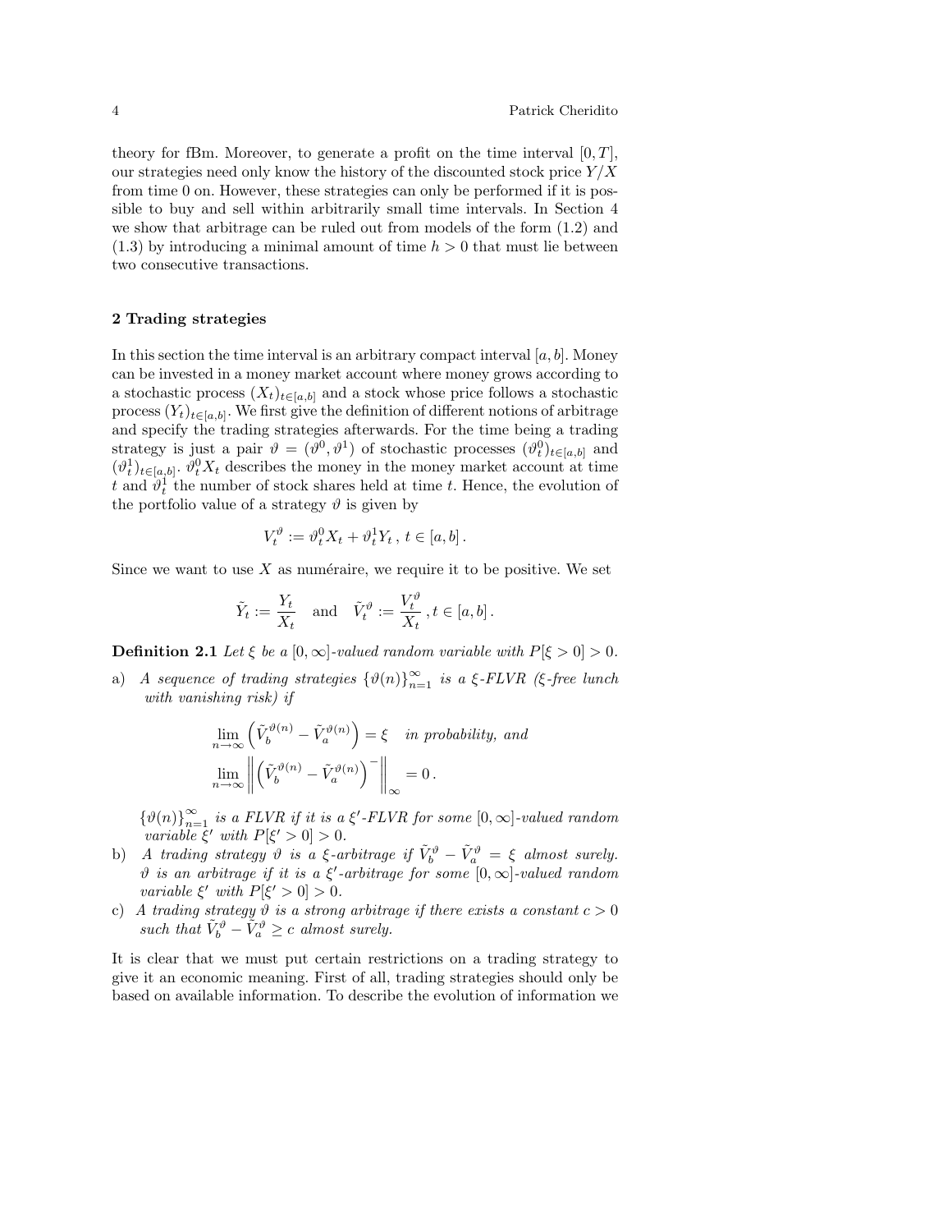theory for fBm. Moreover, to generate a profit on the time interval $[0, T]$, our strategies need only know the history of the discounted stock price $Y/X$ from time 0 on. However, these strategies can only be performed if it is possible to buy and sell within arbitrarily small time intervals. In Section 4 we show that arbitrage can be ruled out from models of the form (1.2) and (1.3) by introducing a minimal amount of time $h > 0$ that must lie between two consecutive transactions.

## 2 Trading strategies

In this section the time interval is an arbitrary compact interval $[a, b]$. Money can be invested in a money market account where money grows according to a stochastic process $(X_t)_{t \in [a,b]}$ and a stock whose price follows a stochastic process $(Y_t)_{t \in [a,b]}$. We first give the definition of different notions of arbitrage and specify the trading strategies afterwards. For the time being a trading strategy is just a pair $\vartheta = (\vartheta^0, \vartheta^1)$ of stochastic processes $(\vartheta^0_t)_{t \in [a,b]}$ and $(\vartheta^1_t)_{t \in [a,b]}$. $\vartheta^0_t X_t$ describes the money in the money market account at time $t$ and $\vartheta^1_t$ the number of stock shares held at time $t$. Hence, the evolution of the portfolio value of a strategy $\vartheta$ is given by

$$V^{\vartheta}_t := \vartheta^0_t X_t + \vartheta^1_t Y_t \, , \; t \in [a, b] \, .$$

Since we want to use $X$ as numéraire, we require it to be positive. We set

$$\tilde{Y}_t := \frac{Y_t}{X_t} \quad \text{and} \quad \tilde{V}^{\vartheta}_t := \frac{V^{\vartheta}_t}{X_t} \, , t \in [a, b] \, .$$

**Definition 2.1** *Let $\xi$ be a $[0, \infty]$-valued random variable with $P[\xi > 0] > 0$.*

a) *A sequence of trading strategies $\{\vartheta(n)\}_{n=1}^{\infty}$ is a $\xi$-FLVR ($\xi$-free lunch with vanishing risk) if*

$$\lim_{n \to \infty} \left( \tilde{V}^{\vartheta(n)}_b - \tilde{V}^{\vartheta(n)}_a \right) = \xi \quad \textit{in probability, and}$$

$$\lim_{n \to \infty} \left\| \left( \tilde{V}^{\vartheta(n)}_b - \tilde{V}^{\vartheta(n)}_a \right)^{-} \right\|_{\infty} = 0 \, .$$

*$\{\vartheta(n)\}_{n=1}^{\infty}$ is a FLVR if it is a $\xi'$-FLVR for some $[0, \infty]$-valued random variable $\xi'$ with $P[\xi' > 0] > 0$.*

b) *A trading strategy $\vartheta$ is a $\xi$-arbitrage if $\tilde{V}^{\vartheta}_b - \tilde{V}^{\vartheta}_a = \xi$ almost surely. $\vartheta$ is an arbitrage if it is a $\xi'$-arbitrage for some $[0, \infty]$-valued random variable $\xi'$ with $P[\xi' > 0] > 0$.*

c) *A trading strategy $\vartheta$ is a strong arbitrage if there exists a constant $c > 0$ such that $\tilde{V}^{\vartheta}_b - \tilde{V}^{\vartheta}_a \geq c$ almost surely.*

It is clear that we must put certain restrictions on a trading strategy to give it an economic meaning. First of all, trading strategies should only be based on available information. To describe the evolution of information we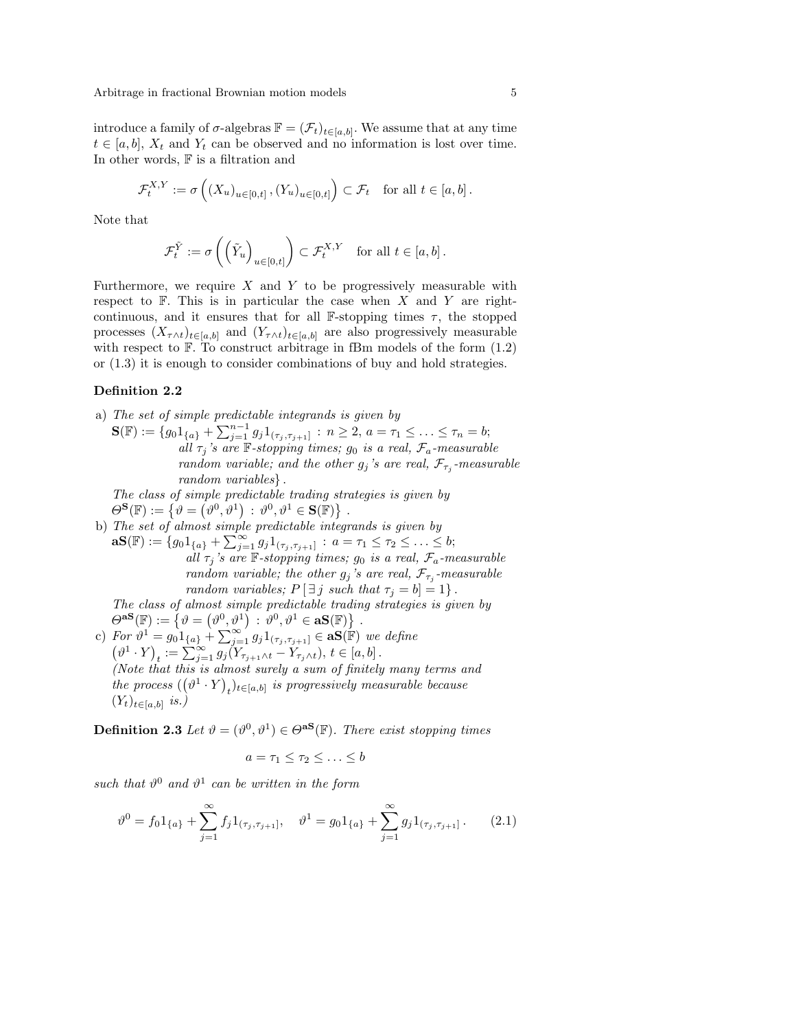introduce a family of $\sigma$-algebras $\mathbb{F} = (\mathcal{F}_t)_{t\in[a,b]}$. We assume that at any time $t \in [a,b]$, $X_t$ and $Y_t$ can be observed and no information is lost over time. In other words, $\mathbb{F}$ is a filtration and

$$\mathcal{F}_t^{X,Y} := \sigma\left( (X_u)_{u\in[0,t]}, (Y_u)_{u\in[0,t]} \right) \subset \mathcal{F}_t \quad \text{for all } t \in [a,b] .$$

Note that

$$\mathcal{F}_t^{\tilde{Y}} := \sigma\left( \left(\tilde{Y}_u\right)_{u\in[0,t]} \right) \subset \mathcal{F}_t^{X,Y} \quad \text{for all } t \in [a,b] .$$

Furthermore, we require $X$ and $Y$ to be progressively measurable with respect to $\mathbb{F}$. This is in particular the case when $X$ and $Y$ are right-continuous, and it ensures that for all $\mathbb{F}$-stopping times $\tau$, the stopped processes $(X_{\tau\wedge t})_{t\in[a,b]}$ and $(Y_{\tau\wedge t})_{t\in[a,b]}$ are also progressively measurable with respect to $\mathbb{F}$. To construct arbitrage in fBm models of the form (1.2) or (1.3) it is enough to consider combinations of buy and hold strategies.

**Definition 2.2**

a) *The set of simple predictable integrands is given by*
$\mathbf{S}(\mathbb{F}) := \{g_0 1_{\{a\}} + \sum_{j=1}^{n-1} g_j 1_{(\tau_j,\tau_{j+1}]} : n \geq 2,\ a = \tau_1 \leq \ldots \leq \tau_n = b;$
*all $\tau_j$'s are $\mathbb{F}$-stopping times; $g_0$ is a real, $\mathcal{F}_a$-measurable random variable; and the other $g_j$'s are real, $\mathcal{F}_{\tau_j}$-measurable random variables$\}$.*
*The class of simple predictable trading strategies is given by*
$\Theta^{\mathbf{S}}(\mathbb{F}) := \left\{ \vartheta = \left(\vartheta^0, \vartheta^1\right) : \vartheta^0, \vartheta^1 \in \mathbf{S}(\mathbb{F}) \right\}$ .

b) *The set of almost simple predictable integrands is given by*
$\mathbf{aS}(\mathbb{F}) := \{g_0 1_{\{a\}} + \sum_{j=1}^{\infty} g_j 1_{(\tau_j,\tau_{j+1}]} : a = \tau_1 \leq \tau_2 \leq \ldots \leq b;$
*all $\tau_j$'s are $\mathbb{F}$-stopping times; $g_0$ is a real, $\mathcal{F}_a$-measurable random variable; the other $g_j$'s are real, $\mathcal{F}_{\tau_j}$-measurable random variables; $P\left[\exists\, j \text{ such that } \tau_j = b\right] = 1\}$.*
*The class of almost simple predictable trading strategies is given by*
$\Theta^{\mathbf{aS}}(\mathbb{F}) := \left\{ \vartheta = \left(\vartheta^0, \vartheta^1\right) : \vartheta^0, \vartheta^1 \in \mathbf{aS}(\mathbb{F}) \right\}$ .

c) *For $\vartheta^1 = g_0 1_{\{a\}} + \sum_{j=1}^{\infty} g_j 1_{(\tau_j,\tau_{j+1}]} \in \mathbf{aS}(\mathbb{F})$ we define*
$\left(\vartheta^1 \cdot Y\right)_t := \sum_{j=1}^{\infty} g_j (Y_{\tau_{j+1}\wedge t} - Y_{\tau_j \wedge t}),\ t \in [a,b]$ .
*(Note that this is almost surely a sum of finitely many terms and the process $(\left(\vartheta^1 \cdot Y\right)_t)_{t\in[a,b]}$ is progressively measurable because $(Y_t)_{t\in[a,b]}$ is.)*

**Definition 2.3** *Let $\vartheta = (\vartheta^0, \vartheta^1) \in \Theta^{\mathbf{aS}}(\mathbb{F})$. There exist stopping times*

$$a = \tau_1 \leq \tau_2 \leq \ldots \leq b$$

*such that $\vartheta^0$ and $\vartheta^1$ can be written in the form*

$$\vartheta^0 = f_0 1_{\{a\}} + \sum_{j=1}^{\infty} f_j 1_{(\tau_j,\tau_{j+1}]}, \quad \vartheta^1 = g_0 1_{\{a\}} + \sum_{j=1}^{\infty} g_j 1_{(\tau_j,\tau_{j+1}]} . \tag{2.1}$$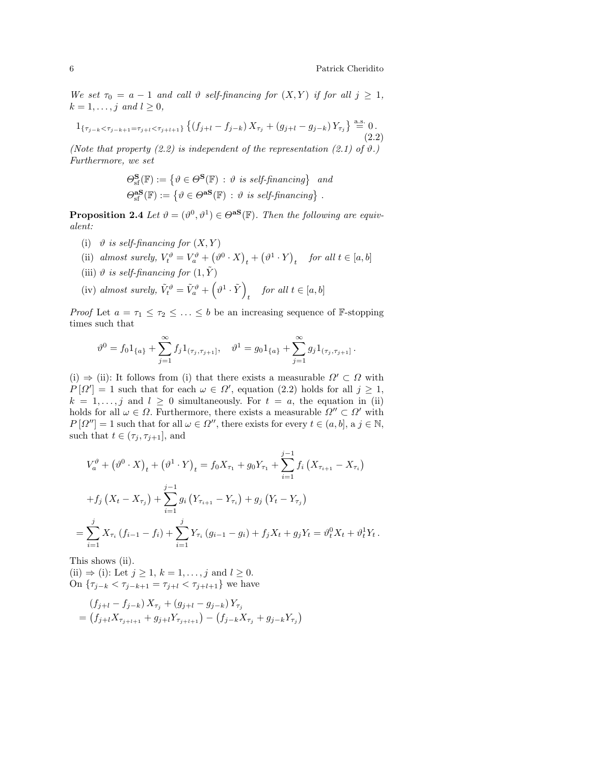*We set $\tau_0 = a - 1$ and call $\vartheta$ self-financing for $(X, Y)$ if for all $j \geq 1$, $k = 1, \ldots, j$ and $l \geq 0$,*

$$1_{\{\tau_{j-k} < \tau_{j-k+1} = \tau_{j+l} < \tau_{j+l+1}\}} \left\{ (f_{j+l} - f_{j-k}) X_{\tau_j} + (g_{j+l} - g_{j-k}) Y_{\tau_j} \right\} \overset{\text{a.s.}}{=} 0 \,. \tag{2.2}$$

*(Note that property (2.2) is independent of the representation (2.1) of $\vartheta$.) Furthermore, we set*

$$\Theta^{\mathbf{S}}_{\text{sf}}(\mathbb{F}) := \left\{ \vartheta \in \Theta^{\mathbf{S}}(\mathbb{F}) \,:\, \vartheta \text{ is self-financing} \right\} \quad \text{and}$$
$$\Theta^{\mathbf{aS}}_{\text{sf}}(\mathbb{F}) := \left\{ \vartheta \in \Theta^{\mathbf{aS}}(\mathbb{F}) \,:\, \vartheta \text{ is self-financing} \right\} .$$

**Proposition 2.4** *Let $\vartheta = (\vartheta^0, \vartheta^1) \in \Theta^{\mathbf{aS}}(\mathbb{F})$. Then the following are equivalent:*

- (i) *$\vartheta$ is self-financing for $(X, Y)$*
- (ii) *almost surely, $V^{\vartheta}_t = V^{\vartheta}_a + \left(\vartheta^0 \cdot X\right)_t + \left(\vartheta^1 \cdot Y\right)_t$ for all $t \in [a, b]$*
- (iii) *$\vartheta$ is self-financing for $(1, \tilde{Y})$*
- (iv) *almost surely, $\tilde{V}^{\vartheta}_t = \tilde{V}^{\vartheta}_a + \left(\vartheta^1 \cdot \tilde{Y}\right)_t$ for all $t \in [a, b]$*

*Proof* Let $a = \tau_1 \leq \tau_2 \leq \ldots \leq b$ be an increasing sequence of $\mathbb{F}$-stopping times such that

$$\vartheta^0 = f_0 1_{\{a\}} + \sum_{j=1}^{\infty} f_j 1_{(\tau_j, \tau_{j+1}]}, \quad \vartheta^1 = g_0 1_{\{a\}} + \sum_{j=1}^{\infty} g_j 1_{(\tau_j, \tau_{j+1}]} \,.$$

(i) $\Rightarrow$ (ii): It follows from (i) that there exists a measurable $\Omega' \subset \Omega$ with $P[\Omega'] = 1$ such that for each $\omega \in \Omega'$, equation (2.2) holds for all $j \geq 1$, $k = 1, \ldots, j$ and $l \geq 0$ simultaneously. For $t = a$, the equation in (ii) holds for all $\omega \in \Omega$. Furthermore, there exists a measurable $\Omega'' \subset \Omega'$ with $P[\Omega''] = 1$ such that for all $\omega \in \Omega''$, there exists for every $t \in (a, b]$, a $j \in \mathbb{N}$, such that $t \in (\tau_j, \tau_{j+1}]$, and

$$\begin{aligned}
&V^{\vartheta}_a + \left(\vartheta^0 \cdot X\right)_t + \left(\vartheta^1 \cdot Y\right)_t = f_0 X_{\tau_1} + g_0 Y_{\tau_1} + \sum_{i=1}^{j-1} f_i \left(X_{\tau_{i+1}} - X_{\tau_i}\right) \\
&+ f_j \left(X_t - X_{\tau_j}\right) + \sum_{i=1}^{j-1} g_i \left(Y_{\tau_{i+1}} - Y_{\tau_i}\right) + g_j \left(Y_t - Y_{\tau_j}\right) \\
&= \sum_{i=1}^{j} X_{\tau_i} \left(f_{i-1} - f_i\right) + \sum_{i=1}^{j} Y_{\tau_i} \left(g_{i-1} - g_i\right) + f_j X_t + g_j Y_t = \vartheta^0_t X_t + \vartheta^1_t Y_t \,.
\end{aligned}$$

This shows (ii).

(ii) $\Rightarrow$ (i): Let $j \geq 1$, $k = 1, \ldots, j$ and $l \geq 0$.

On $\{\tau_{j-k} < \tau_{j-k+1} = \tau_{j+l} < \tau_{j+l+1}\}$ we have

$$\begin{aligned}
&\left(f_{j+l} - f_{j-k}\right) X_{\tau_j} + \left(g_{j+l} - g_{j-k}\right) Y_{\tau_j} \\
&= \left(f_{j+l} X_{\tau_{j+l+1}} + g_{j+l} Y_{\tau_{j+l+1}}\right) - \left(f_{j-k} X_{\tau_j} + g_{j-k} Y_{\tau_j}\right)
\end{aligned}$$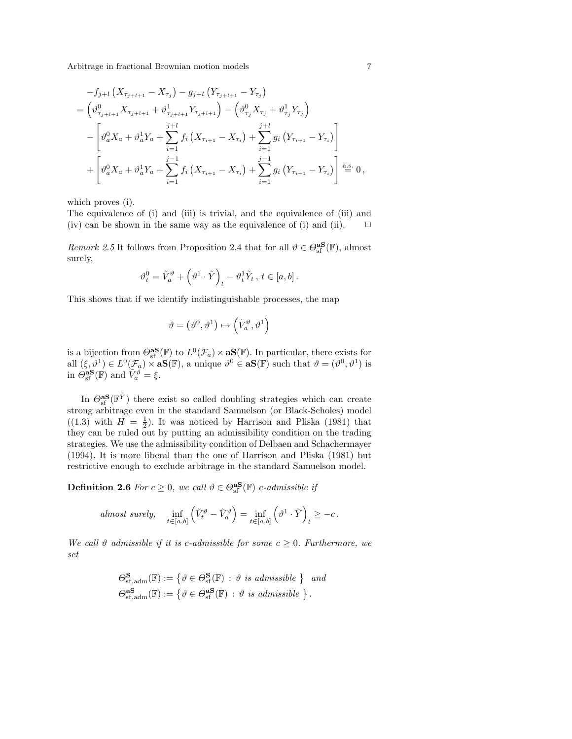$$
\begin{aligned}
&-f_{j+l}\left(X_{\tau_{j+l+1}}-X_{\tau_j}\right)-g_{j+l}\left(Y_{\tau_{j+l+1}}-Y_{\tau_j}\right)\\
&=\left(\vartheta^0_{\tau_{j+l+1}}X_{\tau_{j+l+1}}+\vartheta^1_{\tau_{j+l+1}}Y_{\tau_{j+l+1}}\right)-\left(\vartheta^0_{\tau_j}X_{\tau_j}+\vartheta^1_{\tau_j}Y_{\tau_j}\right)\\
&\quad-\left[\vartheta^0_aX_a+\vartheta^1_aY_a+\sum_{i=1}^{j+l}f_i\left(X_{\tau_{i+1}}-X_{\tau_i}\right)+\sum_{i=1}^{j+l}g_i\left(Y_{\tau_{i+1}}-Y_{\tau_i}\right)\right]\\
&\quad+\left[\vartheta^0_aX_a+\vartheta^1_aY_a+\sum_{i=1}^{j-1}f_i\left(X_{\tau_{i+1}}-X_{\tau_i}\right)+\sum_{i=1}^{j-1}g_i\left(Y_{\tau_{i+1}}-Y_{\tau_i}\right)\right]\overset{\text{a.s.}}{=}0\,,
\end{aligned}
$$

which proves (i).
The equivalence of (i) and (iii) is trivial, and the equivalence of (iii) and (iv) can be shown in the same way as the equivalence of (i) and (ii). $\square$

*Remark 2.5* It follows from Proposition 2.4 that for all $\vartheta \in \Theta^{\mathbf{aS}}_{\text{sf}}(\mathbb{F})$, almost surely,

$$
\vartheta^0_t = \tilde{V}^{\vartheta}_a + \left(\vartheta^1 \cdot \tilde{Y}\right)_t - \vartheta^1_t \tilde{Y}_t\,,\; t \in [a,b]\,.
$$

This shows that if we identify indistinguishable processes, the map

$$
\vartheta = \left(\vartheta^0, \vartheta^1\right) \mapsto \left(\tilde{V}^{\vartheta}_a, \vartheta^1\right)
$$

is a bijection from $\Theta^{\mathbf{aS}}_{\text{sf}}(\mathbb{F})$ to $L^0(\mathcal{F}_a) \times \mathbf{aS}(\mathbb{F})$. In particular, there exists for all $(\xi, \vartheta^1) \in L^0(\mathcal{F}_a) \times \mathbf{aS}(\mathbb{F})$, a unique $\vartheta^0 \in \mathbf{aS}(\mathbb{F})$ such that $\vartheta = (\vartheta^0, \vartheta^1)$ is in $\Theta^{\mathbf{aS}}_{\text{sf}}(\mathbb{F})$ and $\tilde{V}^{\vartheta}_a = \xi$.

In $\Theta^{\mathbf{aS}}_{\text{sf}}(\mathbb{F}^{\tilde{Y}})$ there exist so called doubling strategies which can create strong arbitrage even in the standard Samuelson (or Black-Scholes) model ((1.3) with $H = \frac{1}{2}$). It was noticed by Harrison and Pliska (1981) that they can be ruled out by putting an admissibility condition on the trading strategies. We use the admissibility condition of Delbaen and Schachermayer (1994). It is more liberal than the one of Harrison and Pliska (1981) but restrictive enough to exclude arbitrage in the standard Samuelson model.

**Definition 2.6** *For $c \geq 0$, we call $\vartheta \in \Theta^{\mathbf{aS}}_{\text{sf}}(\mathbb{F})$ c-admissible if*

$$
\textit{almost surely,} \quad \inf_{t \in [a,b]} \left(\tilde{V}^{\vartheta}_t - \tilde{V}^{\vartheta}_a\right) = \inf_{t \in [a,b]} \left(\vartheta^1 \cdot \tilde{Y}\right)_t \geq -c\,.
$$

*We call $\vartheta$ admissible if it is c-admissible for some $c \geq 0$. Furthermore, we set*

$$
\begin{aligned}
\Theta^{\mathbf{S}}_{\text{sf,adm}}(\mathbb{F}) &:= \left\{\vartheta \in \Theta^{\mathbf{S}}_{\text{sf}}(\mathbb{F}) \,:\, \vartheta \textit{ is admissible}\,\right\} \quad \textit{and}\\
\Theta^{\mathbf{aS}}_{\text{sf,adm}}(\mathbb{F}) &:= \left\{\vartheta \in \Theta^{\mathbf{aS}}_{\text{sf}}(\mathbb{F}) \,:\, \vartheta \textit{ is admissible}\,\right\}.
\end{aligned}
$$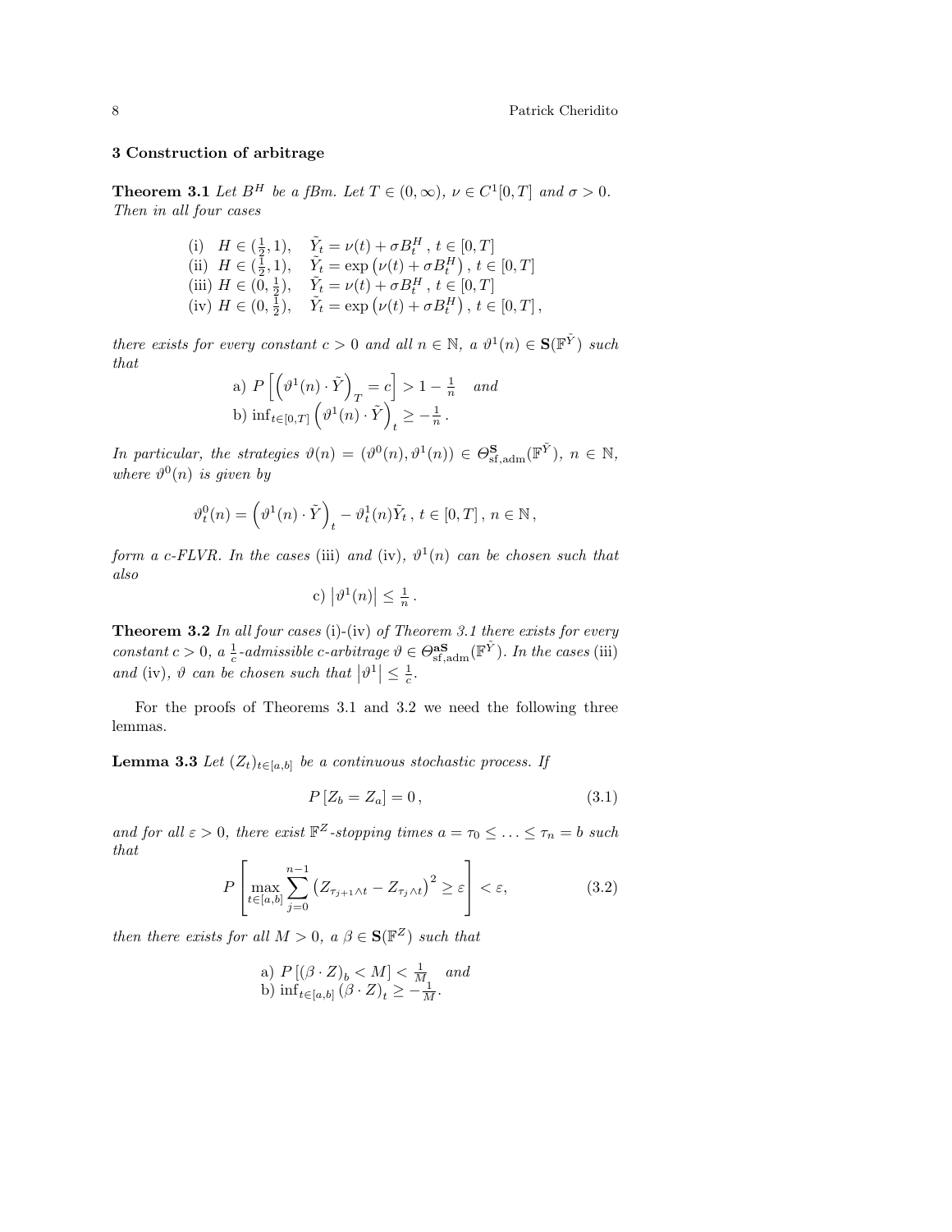## 3 Construction of arbitrage

**Theorem 3.1** *Let $B^H$ be a fBm. Let $T \in (0,\infty)$, $\nu \in C^1[0,T]$ and $\sigma > 0$. Then in all four cases*

$$
\begin{array}{lll}
\text{(i)} & H \in (\frac{1}{2}, 1), & \tilde{Y}_t = \nu(t) + \sigma B^H_t \,,\ t \in [0,T] \\
\text{(ii)} & H \in (\frac{1}{2}, 1), & \tilde{Y}_t = \exp\left(\nu(t) + \sigma B^H_t\right),\ t \in [0,T] \\
\text{(iii)} & H \in (0, \frac{1}{2}), & \tilde{Y}_t = \nu(t) + \sigma B^H_t \,,\ t \in [0,T] \\
\text{(iv)} & H \in (0, \frac{1}{2}), & \tilde{Y}_t = \exp\left(\nu(t) + \sigma B^H_t\right),\ t \in [0,T] \,,
\end{array}
$$

*there exists for every constant $c > 0$ and all $n \in \mathbb{N}$, a $\vartheta^1(n) \in \mathbf{S}(\mathbb{F}^{\tilde{Y}})$ such that*

$$
\begin{array}{l}
\text{a) } P\left[\left(\vartheta^1(n) \cdot \tilde{Y}\right)_T = c\right] > 1 - \frac{1}{n} \quad \textit{and} \\
\text{b) } \inf_{t \in [0,T]} \left(\vartheta^1(n) \cdot \tilde{Y}\right)_t \geq -\frac{1}{n} \,.
\end{array}
$$

*In particular, the strategies $\vartheta(n) = (\vartheta^0(n), \vartheta^1(n)) \in \Theta^{\mathbf{S}}_{\mathrm{sf,adm}}(\mathbb{F}^{\tilde{Y}})$, $n \in \mathbb{N}$, where $\vartheta^0(n)$ is given by*

$$
\vartheta^0_t(n) = \left(\vartheta^1(n) \cdot \tilde{Y}\right)_t - \vartheta^1_t(n) \tilde{Y}_t \,,\ t \in [0,T] \,,\ n \in \mathbb{N} \,,
$$

*form a c-FLVR. In the cases* (iii) *and* (iv)*, $\vartheta^1(n)$ can be chosen such that also*

$$
\text{c) } \left|\vartheta^1(n)\right| \leq \tfrac{1}{n} \,.
$$

**Theorem 3.2** *In all four cases* (i)-(iv) *of Theorem 3.1 there exists for every constant $c > 0$, a $\frac{1}{c}$-admissible c-arbitrage $\vartheta \in \Theta^{\mathbf{aS}}_{\mathrm{sf,adm}}(\mathbb{F}^{\tilde{Y}})$. In the cases* (iii) *and* (iv)*, $\vartheta$ can be chosen such that $\left|\vartheta^1\right| \leq \frac{1}{c}$.*

For the proofs of Theorems 3.1 and 3.2 we need the following three lemmas.

**Lemma 3.3** *Let $(Z_t)_{t \in [a,b]}$ be a continuous stochastic process. If*

$$
P\left[Z_b = Z_a\right] = 0 \,, \tag{3.1}
$$

*and for all $\varepsilon > 0$, there exist $\mathbb{F}^Z$-stopping times $a = \tau_0 \leq \ldots \leq \tau_n = b$ such that*

$$
P\left[\max_{t \in [a,b]} \sum_{j=0}^{n-1} \left(Z_{\tau_{j+1} \wedge t} - Z_{\tau_j \wedge t}\right)^2 \geq \varepsilon\right] < \varepsilon, \tag{3.2}
$$

*then there exists for all $M > 0$, a $\beta \in \mathbf{S}(\mathbb{F}^Z)$ such that*

$$
\begin{array}{l}
\text{a) } P\left[(\beta \cdot Z)_b < M\right] < \frac{1}{M} \quad \textit{and} \\
\text{b) } \inf_{t \in [a,b]} (\beta \cdot Z)_t \geq -\frac{1}{M}.
\end{array}
$$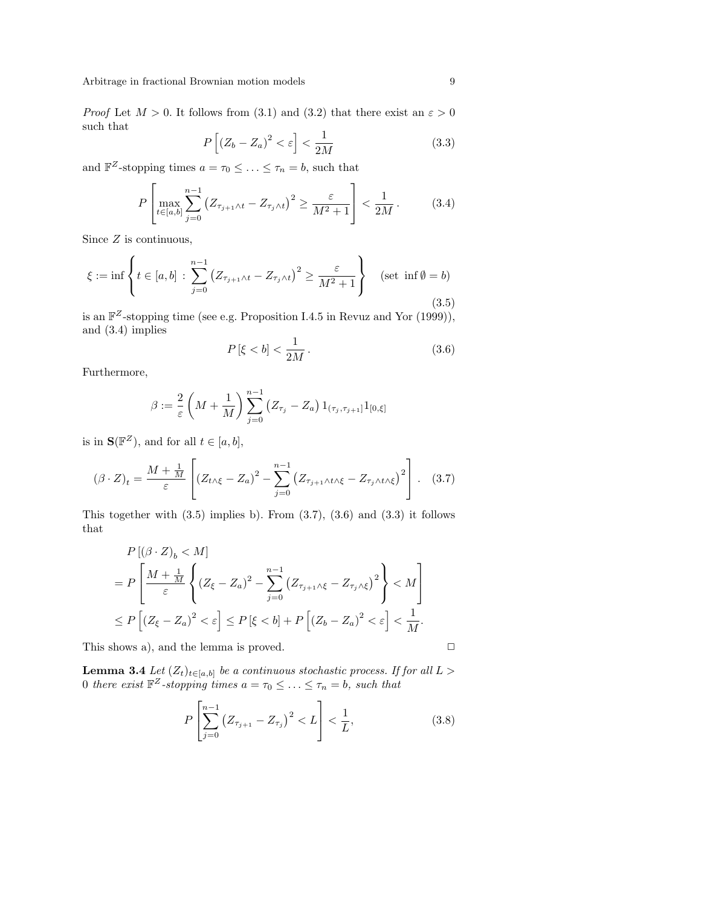*Proof* Let $M > 0$. It follows from (3.1) and (3.2) that there exist an $\varepsilon > 0$ such that

$$P\left[(Z_b - Z_a)^2 < \varepsilon\right] < \frac{1}{2M} \tag{3.3}$$

and $\mathbb{F}^Z$-stopping times $a = \tau_0 \leq \ldots \leq \tau_n = b$, such that

$$P\left[\max_{t \in [a,b]} \sum_{j=0}^{n-1} \left(Z_{\tau_{j+1} \wedge t} - Z_{\tau_j \wedge t}\right)^2 \geq \frac{\varepsilon}{M^2+1}\right] < \frac{1}{2M}\,. \tag{3.4}$$

Since $Z$ is continuous,

$$\xi := \inf\left\{t \in [a,b] \,:\, \sum_{j=0}^{n-1} \left(Z_{\tau_{j+1} \wedge t} - Z_{\tau_j \wedge t}\right)^2 \geq \frac{\varepsilon}{M^2+1}\right\} \quad (\text{set } \inf \emptyset = b) \tag{3.5}$$

is an $\mathbb{F}^Z$-stopping time (see e.g. Proposition I.4.5 in Revuz and Yor (1999)), and (3.4) implies

$$P\left[\xi < b\right] < \frac{1}{2M}\,. \tag{3.6}$$

Furthermore,

$$\beta := \frac{2}{\varepsilon}\left(M + \frac{1}{M}\right) \sum_{j=0}^{n-1} \left(Z_{\tau_j} - Z_a\right) 1_{(\tau_j, \tau_{j+1}]} 1_{[0,\xi]}$$

is in $\mathbf{S}(\mathbb{F}^Z)$, and for all $t \in [a,b]$,

$$(\beta \cdot Z)_t = \frac{M + \frac{1}{M}}{\varepsilon}\left[\left(Z_{t \wedge \xi} - Z_a\right)^2 - \sum_{j=0}^{n-1} \left(Z_{\tau_{j+1} \wedge t \wedge \xi} - Z_{\tau_j \wedge t \wedge \xi}\right)^2\right]. \tag{3.7}$$

This together with (3.5) implies b). From (3.7), (3.6) and (3.3) it follows that

$$\begin{aligned}
&P\left[(\beta \cdot Z)_b < M\right] \\
&= P\left[\frac{M + \frac{1}{M}}{\varepsilon}\left\{\left(Z_\xi - Z_a\right)^2 - \sum_{j=0}^{n-1} \left(Z_{\tau_{j+1} \wedge \xi} - Z_{\tau_j \wedge \xi}\right)^2\right\} < M\right] \\
&\leq P\left[\left(Z_\xi - Z_a\right)^2 < \varepsilon\right] \leq P\left[\xi < b\right] + P\left[\left(Z_b - Z_a\right)^2 < \varepsilon\right] < \frac{1}{M}.
\end{aligned}$$

This shows a), and the lemma is proved. □

**Lemma 3.4** *Let $(Z_t)_{t \in [a,b]}$ be a continuous stochastic process. If for all $L > 0$ there exist $\mathbb{F}^Z$-stopping times $a = \tau_0 \leq \ldots \leq \tau_n = b$, such that*

$$P\left[\sum_{j=0}^{n-1} \left(Z_{\tau_{j+1}} - Z_{\tau_j}\right)^2 < L\right] < \frac{1}{L}, \tag{3.8}$$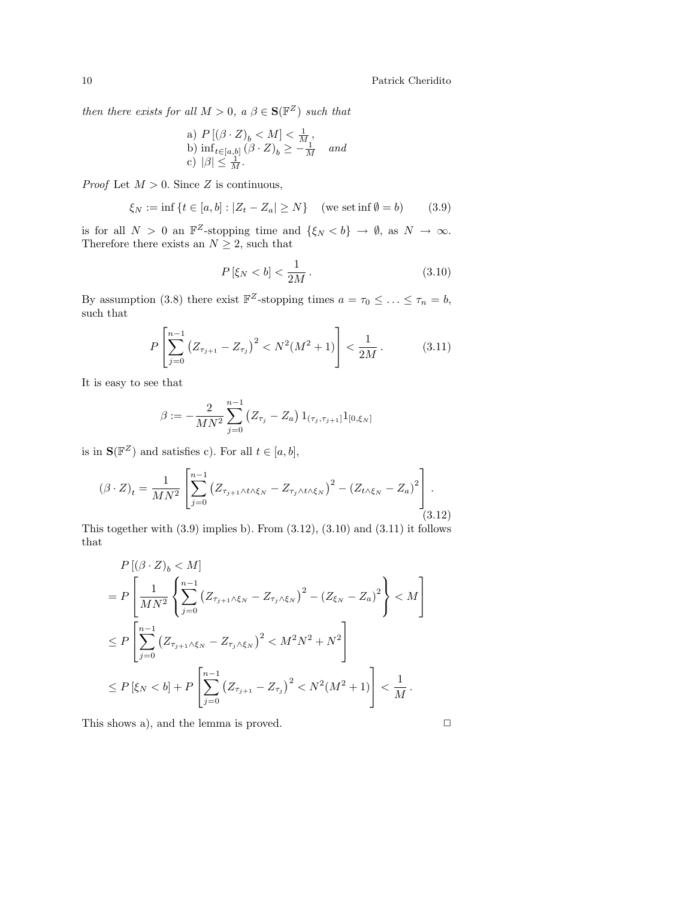*then there exists for all $M > 0$, a $\beta \in \mathbf{S}(\mathbb{F}^Z)$ such that*

a) $P\left[(\beta \cdot Z)_b < M\right] < \frac{1}{M}$,
b) $\inf_{t \in [a,b]} (\beta \cdot Z)_b \geq -\frac{1}{M}$ *and*
c) $|\beta| \leq \frac{1}{M}$.

*Proof* Let $M > 0$. Since $Z$ is continuous,

$$\xi_N := \inf \{t \in [a,b] : |Z_t - Z_a| \geq N\} \quad (\text{we set} \inf \emptyset = b) \tag{3.9}$$

is for all $N > 0$ an $\mathbb{F}^Z$-stopping time and $\{\xi_N < b\} \to \emptyset$, as $N \to \infty$. Therefore there exists an $N \geq 2$, such that

$$P\left[\xi_N < b\right] < \frac{1}{2M}. \tag{3.10}$$

By assumption (3.8) there exist $\mathbb{F}^Z$-stopping times $a = \tau_0 \leq \ldots \leq \tau_n = b$, such that

$$P\left[\sum_{j=0}^{n-1} \left(Z_{\tau_{j+1}} - Z_{\tau_j}\right)^2 < N^2(M^2+1)\right] < \frac{1}{2M}. \tag{3.11}$$

It is easy to see that

$$\beta := -\frac{2}{MN^2} \sum_{j=0}^{n-1} \left(Z_{\tau_j} - Z_a\right) 1_{(\tau_j, \tau_{j+1}]} 1_{[0,\xi_N]}$$

is in $\mathbf{S}(\mathbb{F}^Z)$ and satisfies c). For all $t \in [a,b]$,

$$(\beta \cdot Z)_t = \frac{1}{MN^2} \left[\sum_{j=0}^{n-1} \left(Z_{\tau_{j+1} \wedge t \wedge \xi_N} - Z_{\tau_j \wedge t \wedge \xi_N}\right)^2 - \left(Z_{t \wedge \xi_N} - Z_a\right)^2\right]. \tag{3.12}$$

This together with (3.9) implies b). From (3.12), (3.10) and (3.11) it follows that

$$\begin{aligned}
&P\left[(\beta \cdot Z)_b < M\right] \\
&= P\left[\frac{1}{MN^2}\left\{\sum_{j=0}^{n-1} \left(Z_{\tau_{j+1} \wedge \xi_N} - Z_{\tau_j \wedge \xi_N}\right)^2 - \left(Z_{\xi_N} - Z_a\right)^2\right\} < M\right] \\
&\leq P\left[\sum_{j=0}^{n-1} \left(Z_{\tau_{j+1} \wedge \xi_N} - Z_{\tau_j \wedge \xi_N}\right)^2 < M^2N^2 + N^2\right] \\
&\leq P\left[\xi_N < b\right] + P\left[\sum_{j=0}^{n-1} \left(Z_{\tau_{j+1}} - Z_{\tau_j}\right)^2 < N^2(M^2+1)\right] < \frac{1}{M}.
\end{aligned}$$

This shows a), and the lemma is proved. □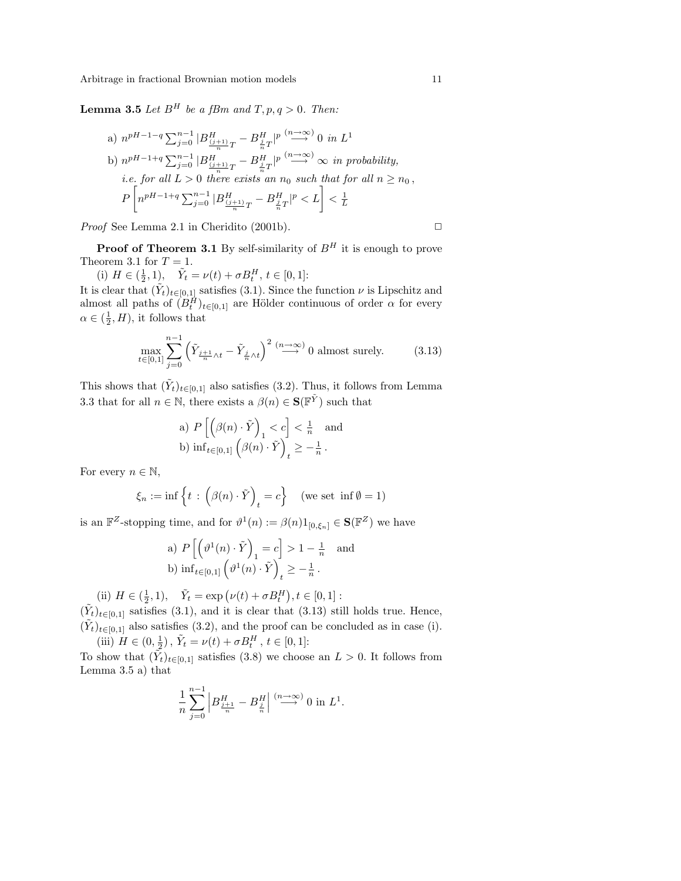**Lemma 3.5** *Let $B^H$ be a fBm and $T, p, q > 0$. Then:*

a) $n^{pH-1-q} \sum_{j=0}^{n-1} |B^H_{\frac{(j+1)}{n}T} - B^H_{\frac{j}{n}T}|^p \overset{(n \to \infty)}{\longrightarrow} 0$ *in* $L^1$

b) $n^{pH-1+q} \sum_{j=0}^{n-1} |B^H_{\frac{(j+1)}{n}T} - B^H_{\frac{j}{n}T}|^p \overset{(n \to \infty)}{\longrightarrow} \infty$ *in probability,*
*i.e. for all $L > 0$ there exists an $n_0$ such that for all $n \geq n_0$,*
$P\left[n^{pH-1+q} \sum_{j=0}^{n-1} |B^H_{\frac{(j+1)}{n}T} - B^H_{\frac{j}{n}T}|^p < L\right] < \frac{1}{L}$

*Proof* See Lemma 2.1 in Cheridito (2001b). □

**Proof of Theorem 3.1** By self-similarity of $B^H$ it is enough to prove Theorem 3.1 for $T = 1$.

(i) $H \in (\frac{1}{2}, 1)$, $\quad \tilde{Y}_t = \nu(t) + \sigma B^H_t$, $t \in [0,1]$:
It is clear that $(\tilde{Y}_t)_{t \in [0,1]}$ satisfies (3.1). Since the function $\nu$ is Lipschitz and almost all paths of $(B^H_t)_{t \in [0,1]}$ are Hölder continuous of order $\alpha$ for every $\alpha \in (\frac{1}{2}, H)$, it follows that

$$\max_{t \in [0,1]} \sum_{j=0}^{n-1} \left( \tilde{Y}_{\frac{j+1}{n} \wedge t} - \tilde{Y}_{\frac{j}{n} \wedge t} \right)^2 \overset{(n \to \infty)}{\longrightarrow} 0 \text{ almost surely.} \tag{3.13}$$

This shows that $(\tilde{Y}_t)_{t \in [0,1]}$ also satisfies (3.2). Thus, it follows from Lemma 3.3 that for all $n \in \mathbb{N}$, there exists a $\beta(n) \in \mathbf{S}(\mathbb{F}^{\tilde{Y}})$ such that

$$\begin{aligned} &\text{a) } P\left[ \left( \beta(n) \cdot \tilde{Y} \right)_1 < c \right] < \tfrac{1}{n} \quad \text{and} \\ &\text{b) } \inf_{t \in [0,1]} \left( \beta(n) \cdot \tilde{Y} \right)_t \geq -\tfrac{1}{n} \,. \end{aligned}$$

For every $n \in \mathbb{N}$,

$$\xi_n := \inf \left\{ t \,:\, \left( \beta(n) \cdot \tilde{Y} \right)_t = c \right\} \quad (\text{we set } \inf \emptyset = 1)$$

is an $\mathbb{F}^Z$-stopping time, and for $\vartheta^1(n) := \beta(n) 1_{[0,\xi_n]} \in \mathbf{S}(\mathbb{F}^Z)$ we have

$$\begin{aligned} &\text{a) } P\left[ \left( \vartheta^1(n) \cdot \tilde{Y} \right)_1 = c \right] > 1 - \tfrac{1}{n} \quad \text{and} \\ &\text{b) } \inf_{t \in [0,1]} \left( \vartheta^1(n) \cdot \tilde{Y} \right)_t \geq -\tfrac{1}{n} \,. \end{aligned}$$

(ii) $H \in (\frac{1}{2}, 1)$, $\quad \tilde{Y}_t = \exp\left(\nu(t) + \sigma B^H_t\right), t \in [0,1]$ :
$(\tilde{Y}_t)_{t \in [0,1]}$ satisfies (3.1), and it is clear that (3.13) still holds true. Hence, $(\tilde{Y}_t)_{t \in [0,1]}$ also satisfies (3.2), and the proof can be concluded as in case (i).

(iii) $H \in (0, \frac{1}{2})$, $\tilde{Y}_t = \nu(t) + \sigma B^H_t$, $t \in [0,1]$:
To show that $(\tilde{Y}_t)_{t \in [0,1]}$ satisfies (3.8) we choose an $L > 0$. It follows from Lemma 3.5 a) that

$$\frac{1}{n} \sum_{j=0}^{n-1} \left| B^H_{\frac{j+1}{n}} - B^H_{\frac{j}{n}} \right| \overset{(n \to \infty)}{\longrightarrow} 0 \text{ in } L^1.$$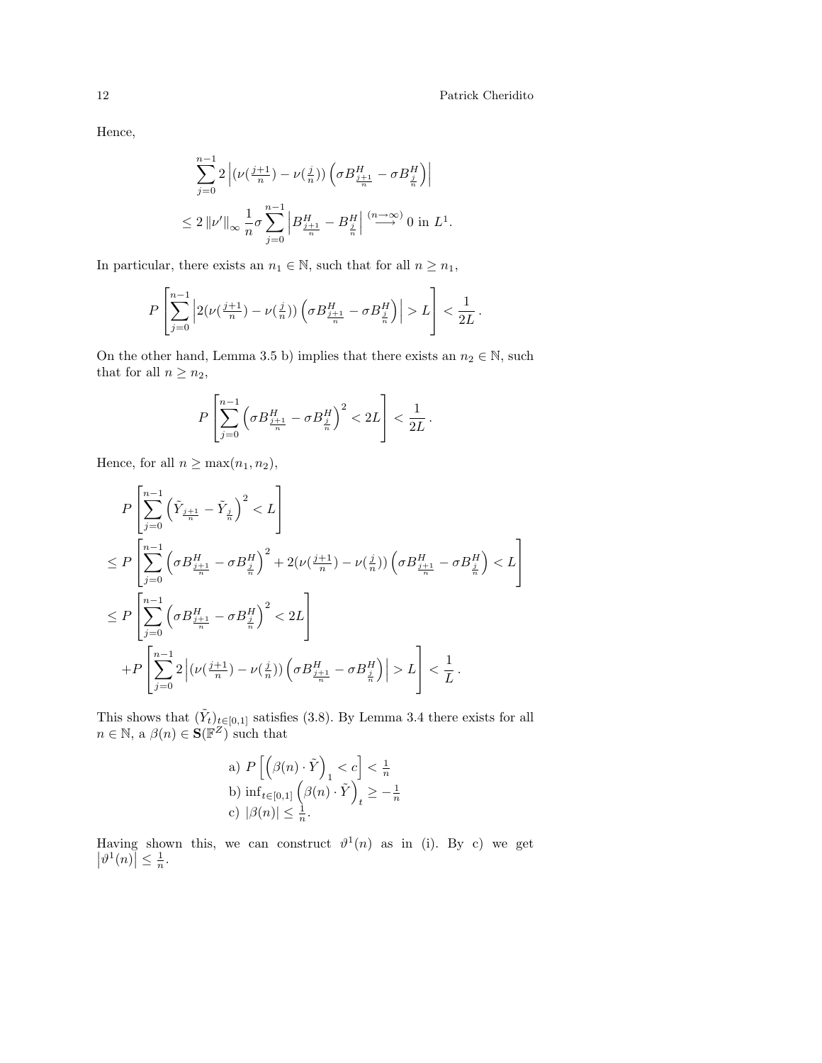Hence,

$$\sum_{j=0}^{n-1} 2 \left| (\nu(\tfrac{j+1}{n}) - \nu(\tfrac{j}{n})) \left( \sigma B^H_{\frac{j+1}{n}} - \sigma B^H_{\frac{j}{n}} \right) \right|$$

$$\leq 2 \left\| \nu' \right\|_\infty \frac{1}{n} \sigma \sum_{j=0}^{n-1} \left| B^H_{\frac{j+1}{n}} - B^H_{\frac{j}{n}} \right| \overset{(n \to \infty)}{\longrightarrow} 0 \text{ in } L^1.$$

In particular, there exists an $n_1 \in \mathbb{N}$, such that for all $n \geq n_1$,

$$P\left[ \sum_{j=0}^{n-1} \left| 2(\nu(\tfrac{j+1}{n}) - \nu(\tfrac{j}{n})) \left( \sigma B^H_{\frac{j+1}{n}} - \sigma B^H_{\frac{j}{n}} \right) \right| > L \right] < \frac{1}{2L} \,.$$

On the other hand, Lemma 3.5 b) implies that there exists an $n_2 \in \mathbb{N}$, such that for all $n \geq n_2$,

$$P\left[ \sum_{j=0}^{n-1} \left( \sigma B^H_{\frac{j+1}{n}} - \sigma B^H_{\frac{j}{n}} \right)^2 < 2L \right] < \frac{1}{2L} \,.$$

Hence, for all $n \geq \max(n_1, n_2)$,

$$\begin{aligned}
&P\left[ \sum_{j=0}^{n-1} \left( \tilde{Y}_{\frac{j+1}{n}} - \tilde{Y}_{\frac{j}{n}} \right)^2 < L \right] \\
&\leq P\left[ \sum_{j=0}^{n-1} \left( \sigma B^H_{\frac{j+1}{n}} - \sigma B^H_{\frac{j}{n}} \right)^2 + 2(\nu(\tfrac{j+1}{n}) - \nu(\tfrac{j}{n})) \left( \sigma B^H_{\frac{j+1}{n}} - \sigma B^H_{\frac{j}{n}} \right) < L \right] \\
&\leq P\left[ \sum_{j=0}^{n-1} \left( \sigma B^H_{\frac{j+1}{n}} - \sigma B^H_{\frac{j}{n}} \right)^2 < 2L \right] \\
&\quad + P\left[ \sum_{j=0}^{n-1} 2 \left| (\nu(\tfrac{j+1}{n}) - \nu(\tfrac{j}{n})) \left( \sigma B^H_{\frac{j+1}{n}} - \sigma B^H_{\frac{j}{n}} \right) \right| > L \right] < \frac{1}{L} \,.
\end{aligned}$$

This shows that $(\tilde{Y}_t)_{t \in [0,1]}$ satisfies (3.8). By Lemma 3.4 there exists for all $n \in \mathbb{N}$, a $\beta(n) \in \mathbf{S}(\mathbb{F}^Z)$ such that

a) $P\left[ \left( \beta(n) \cdot \tilde{Y} \right)_1 < c \right] < \frac{1}{n}$
b) $\inf_{t \in [0,1]} \left( \beta(n) \cdot \tilde{Y} \right)_t \geq -\frac{1}{n}$
c) $|\beta(n)| \leq \frac{1}{n}$.

Having shown this, we can construct $\vartheta^1(n)$ as in (i). By c) we get $\left| \vartheta^1(n) \right| \leq \frac{1}{n}$.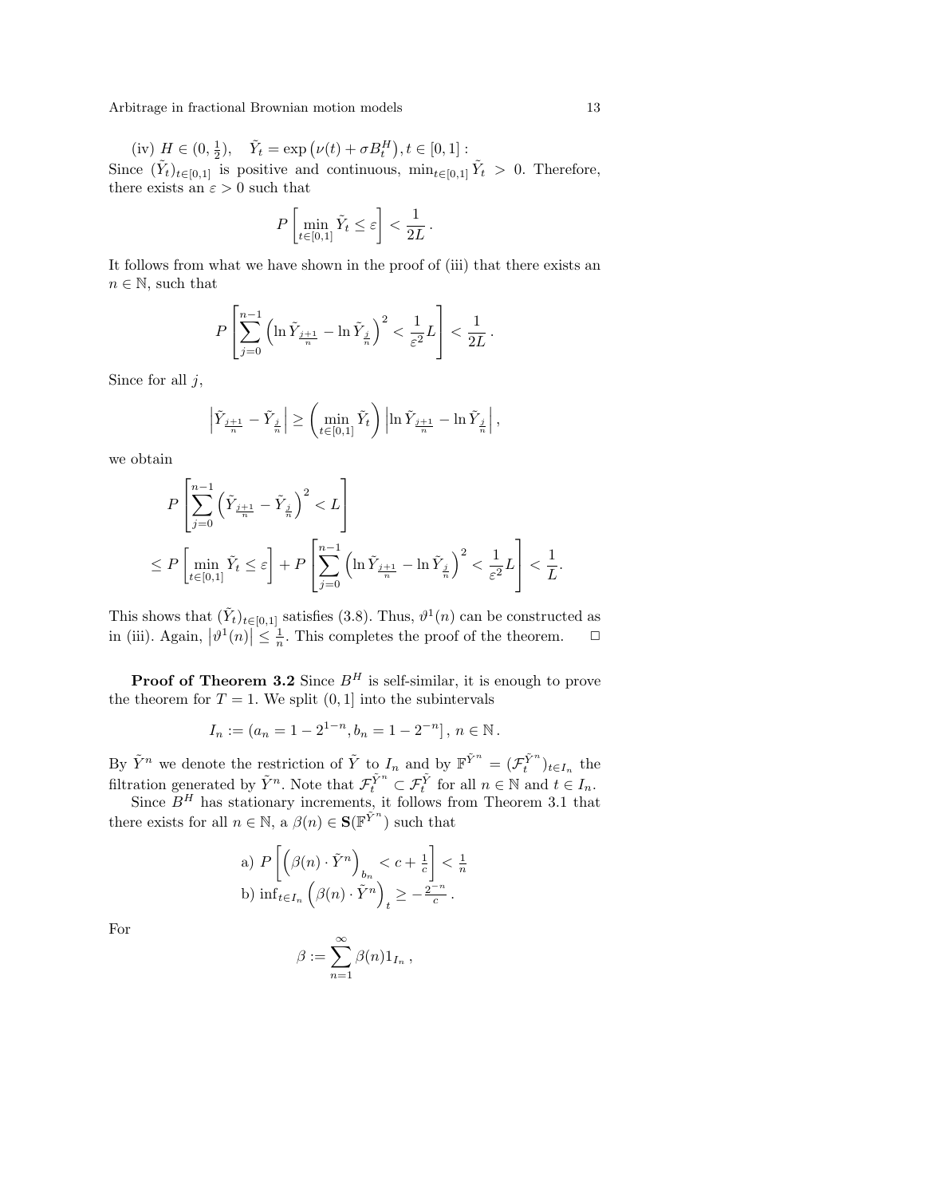(iv) $H \in (0, \frac{1}{2})$, $\quad \tilde{Y}_t = \exp\left(\nu(t) + \sigma B^H_t\right), t \in [0,1]$ :
Since $(\tilde{Y}_t)_{t\in[0,1]}$ is positive and continuous, $\min_{t\in[0,1]} \tilde{Y}_t > 0$. Therefore, there exists an $\varepsilon > 0$ such that

$$P\left[\min_{t\in[0,1]} \tilde{Y}_t \leq \varepsilon\right] < \frac{1}{2L}\,.$$

It follows from what we have shown in the proof of (iii) that there exists an $n \in \mathbb{N}$, such that

$$P\left[\sum_{j=0}^{n-1}\left(\ln \tilde{Y}_{\frac{j+1}{n}} - \ln \tilde{Y}_{\frac{j}{n}}\right)^2 < \frac{1}{\varepsilon^2} L\right] < \frac{1}{2L}\,.$$

Since for all $j$,

$$\left|\tilde{Y}_{\frac{j+1}{n}} - \tilde{Y}_{\frac{j}{n}}\right| \geq \left(\min_{t\in[0,1]} \tilde{Y}_t\right)\left|\ln \tilde{Y}_{\frac{j+1}{n}} - \ln \tilde{Y}_{\frac{j}{n}}\right|,$$

we obtain

$$\begin{aligned}
&P\left[\sum_{j=0}^{n-1}\left(\tilde{Y}_{\frac{j+1}{n}} - \tilde{Y}_{\frac{j}{n}}\right)^2 < L\right] \\
&\leq P\left[\min_{t\in[0,1]} \tilde{Y}_t \leq \varepsilon\right] + P\left[\sum_{j=0}^{n-1}\left(\ln \tilde{Y}_{\frac{j+1}{n}} - \ln \tilde{Y}_{\frac{j}{n}}\right)^2 < \frac{1}{\varepsilon^2} L\right] < \frac{1}{L}.
\end{aligned}$$

This shows that $(\tilde{Y}_t)_{t\in[0,1]}$ satisfies (3.8). Thus, $\vartheta^1(n)$ can be constructed as in (iii). Again, $\left|\vartheta^1(n)\right| \leq \frac{1}{n}$. This completes the proof of the theorem. $\quad\square$

**Proof of Theorem 3.2** Since $B^H$ is self-similar, it is enough to prove the theorem for $T = 1$. We split $(0,1]$ into the subintervals

$$I_n := (a_n = 1 - 2^{1-n}, b_n = 1 - 2^{-n}]\,,\; n \in \mathbb{N}\,.$$

By $\tilde{Y}^n$ we denote the restriction of $\tilde{Y}$ to $I_n$ and by $\mathbb{F}^{\tilde{Y}^n} = (\mathcal{F}^{\tilde{Y}^n}_t)_{t\in I_n}$ the filtration generated by $\tilde{Y}^n$. Note that $\mathcal{F}^{\tilde{Y}^n}_t \subset \mathcal{F}^{\tilde{Y}}_t$ for all $n \in \mathbb{N}$ and $t \in I_n$.

Since $B^H$ has stationary increments, it follows from Theorem 3.1 that there exists for all $n \in \mathbb{N}$, a $\beta(n) \in \mathbf{S}(\mathbb{F}^{\tilde{Y}^n})$ such that

$$\begin{aligned}
&\text{a) } P\left[\left(\beta(n)\cdot \tilde{Y}^n\right)_{b_n} < c + \tfrac{1}{c}\right] < \tfrac{1}{n}\\
&\text{b) } \inf_{t\in I_n}\left(\beta(n)\cdot \tilde{Y}^n\right)_t \geq -\tfrac{2^{-n}}{c}\,.
\end{aligned}$$

For

$$\beta := \sum_{n=1}^{\infty} \beta(n) 1_{I_n}\,,$$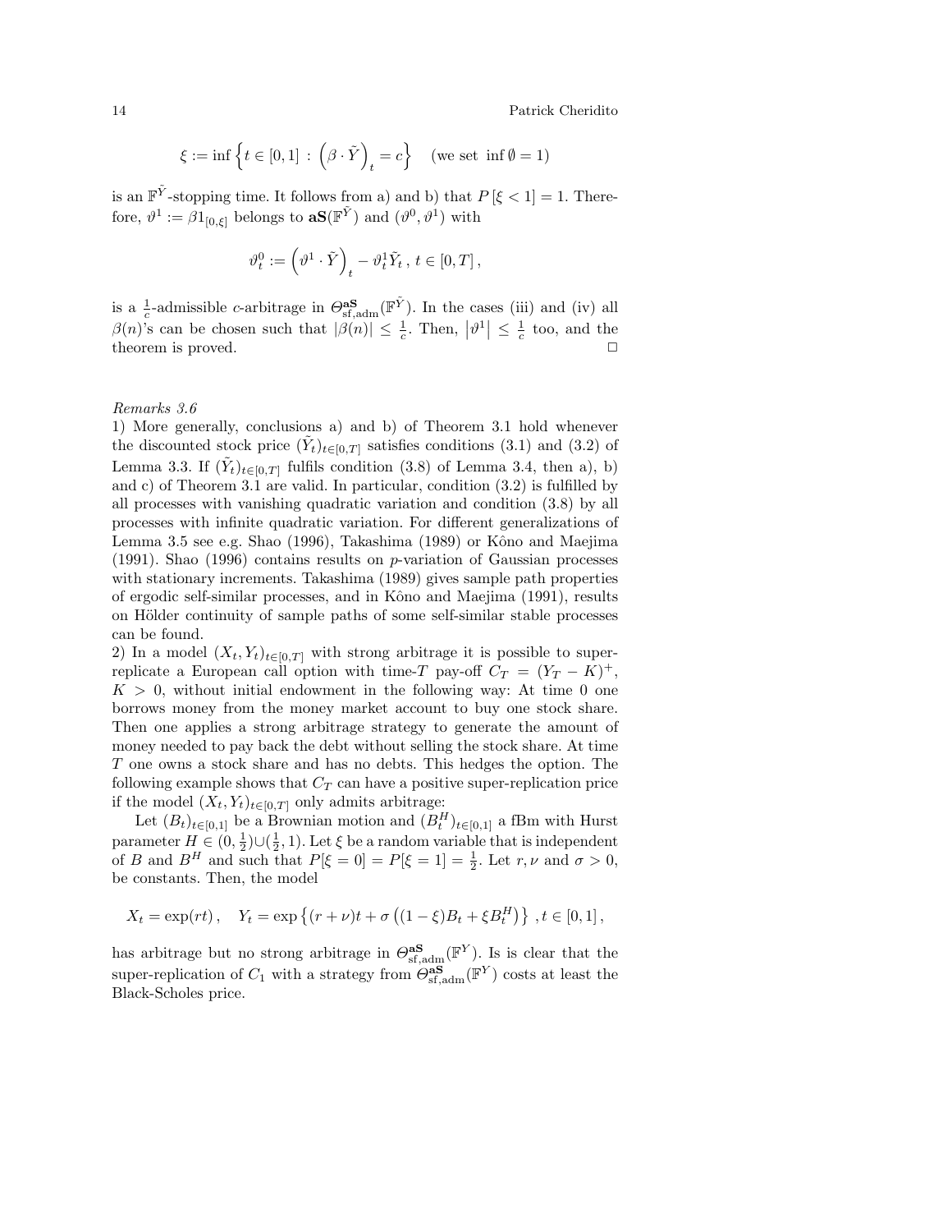$$\xi := \inf \left\{ t \in [0,1] \, : \, \left( \beta \cdot \tilde{Y} \right)_t = c \right\} \quad \text{(we set } \inf \emptyset = 1\text{)}$$

is an $\mathbb{F}^{\tilde{Y}}$-stopping time. It follows from a) and b) that $P\left[\xi < 1\right] = 1$. Therefore, $\vartheta^1 := \beta 1_{[0,\xi]}$ belongs to $\mathbf{aS}(\mathbb{F}^{\tilde{Y}})$ and $(\vartheta^0, \vartheta^1)$ with

$$\vartheta^0_t := \left( \vartheta^1 \cdot \tilde{Y} \right)_t - \vartheta^1_t \tilde{Y}_t \, , \; t \in [0,T] \, ,$$

is a $\frac{1}{c}$-admissible $c$-arbitrage in $\Theta^{\mathbf{aS}}_{\text{sf,adm}}(\mathbb{F}^{\tilde{Y}})$. In the cases (iii) and (iv) all $\beta(n)$'s can be chosen such that $|\beta(n)| \leq \frac{1}{c}$. Then, $\left|\vartheta^1\right| \leq \frac{1}{c}$ too, and the theorem is proved. $\square$

*Remarks 3.6*

1) More generally, conclusions a) and b) of Theorem 3.1 hold whenever the discounted stock price $(\tilde{Y}_t)_{t \in [0,T]}$ satisfies conditions (3.1) and (3.2) of Lemma 3.3. If $(\tilde{Y}_t)_{t \in [0,T]}$ fulfils condition (3.8) of Lemma 3.4, then a), b) and c) of Theorem 3.1 are valid. In particular, condition (3.2) is fulfilled by all processes with vanishing quadratic variation and condition (3.8) by all processes with infinite quadratic variation. For different generalizations of Lemma 3.5 see e.g. Shao (1996), Takashima (1989) or Kôno and Maejima (1991). Shao (1996) contains results on $p$-variation of Gaussian processes with stationary increments. Takashima (1989) gives sample path properties of ergodic self-similar processes, and in Kôno and Maejima (1991), results on Hölder continuity of sample paths of some self-similar stable processes can be found.

2) In a model $(X_t, Y_t)_{t \in [0,T]}$ with strong arbitrage it is possible to super-replicate a European call option with time-$T$ pay-off $C_T = (Y_T - K)^+$, $K > 0$, without initial endowment in the following way: At time 0 one borrows money from the money market account to buy one stock share. Then one applies a strong arbitrage strategy to generate the amount of money needed to pay back the debt without selling the stock share. At time $T$ one owns a stock share and has no debts. This hedges the option. The following example shows that $C_T$ can have a positive super-replication price if the model $(X_t, Y_t)_{t \in [0,T]}$ only admits arbitrage:

Let $(B_t)_{t \in [0,1]}$ be a Brownian motion and $(B^H_t)_{t \in [0,1]}$ a fBm with Hurst parameter $H \in (0, \frac{1}{2}) \cup (\frac{1}{2}, 1)$. Let $\xi$ be a random variable that is independent of $B$ and $B^H$ and such that $P[\xi = 0] = P[\xi = 1] = \frac{1}{2}$. Let $r, \nu$ and $\sigma > 0$, be constants. Then, the model

$$X_t = \exp(rt) \, , \quad Y_t = \exp\left\{ (r + \nu)t + \sigma \left( (1 - \xi) B_t + \xi B^H_t \right) \right\} \, , t \in [0,1] \, ,$$

has arbitrage but no strong arbitrage in $\Theta^{\mathbf{aS}}_{\text{sf,adm}}(\mathbb{F}^Y)$. Is is clear that the super-replication of $C_1$ with a strategy from $\Theta^{\mathbf{aS}}_{\text{sf,adm}}(\mathbb{F}^Y)$ costs at least the Black-Scholes price.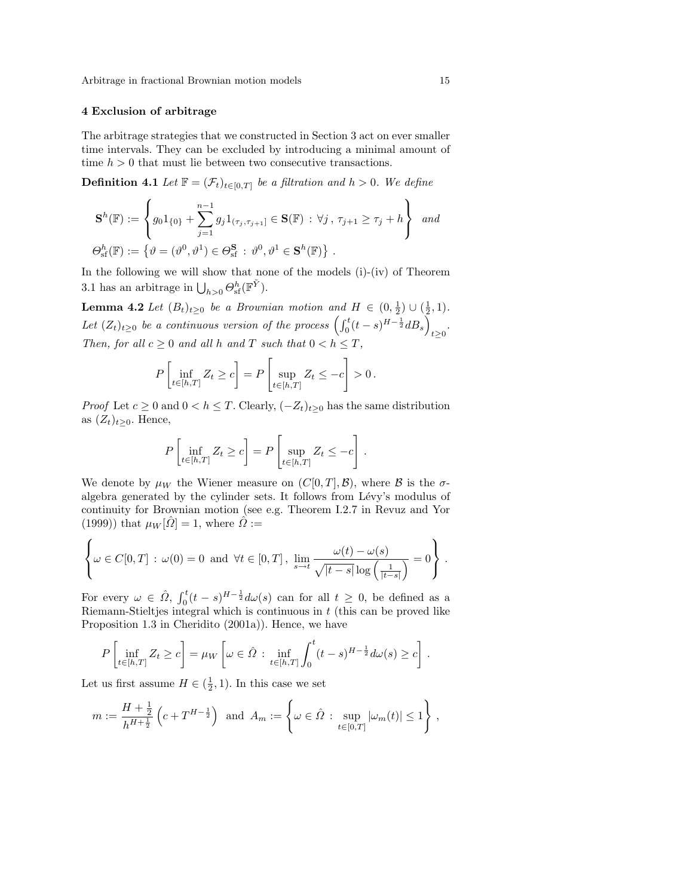## 4 Exclusion of arbitrage

The arbitrage strategies that we constructed in Section 3 act on ever smaller time intervals. They can be excluded by introducing a minimal amount of time $h > 0$ that must lie between two consecutive transactions.

**Definition 4.1** *Let $\mathbb{F} = (\mathcal{F}_t)_{t \in [0,T]}$ be a filtration and $h > 0$. We define*

$$\mathbf{S}^h(\mathbb{F}) := \left\{ g_0 1_{\{0\}} + \sum_{j=1}^{n-1} g_j 1_{(\tau_j, \tau_{j+1}]} \in \mathbf{S}(\mathbb{F}) \, : \, \forall j \, , \, \tau_{j+1} \geq \tau_j + h \right\} \quad and$$

$$\Theta^h_{\mathrm{sf}}(\mathbb{F}) := \left\{ \vartheta = (\vartheta^0, \vartheta^1) \in \Theta^{\mathbf{S}}_{\mathrm{sf}} \, : \, \vartheta^0, \vartheta^1 \in \mathbf{S}^h(\mathbb{F}) \right\} .$$

In the following we will show that none of the models (i)-(iv) of Theorem 3.1 has an arbitrage in $\bigcup_{h>0} \Theta^h_{\mathrm{sf}}(\mathbb{F}^{\hat{Y}})$.

**Lemma 4.2** *Let $(B_t)_{t \geq 0}$ be a Brownian motion and $H \in (0, \frac{1}{2}) \cup (\frac{1}{2}, 1)$. Let $(Z_t)_{t \geq 0}$ be a continuous version of the process $\left( \int_0^t (t-s)^{H - \frac{1}{2}} dB_s \right)_{t \geq 0}$. Then, for all $c \geq 0$ and all $h$ and $T$ such that $0 < h \leq T$,*

$$P\left[ \inf_{t \in [h,T]} Z_t \geq c \right] = P\left[ \sup_{t \in [h,T]} Z_t \leq -c \right] > 0 \, .$$

*Proof* Let $c \geq 0$ and $0 < h \leq T$. Clearly, $(-Z_t)_{t \geq 0}$ has the same distribution as $(Z_t)_{t \geq 0}$. Hence,

$$P\left[ \inf_{t \in [h,T]} Z_t \geq c \right] = P\left[ \sup_{t \in [h,T]} Z_t \leq -c \right] .$$

We denote by $\mu_W$ the Wiener measure on $(C[0,T], \mathcal{B})$, where $\mathcal{B}$ is the $\sigma$-algebra generated by the cylinder sets. It follows from Lévy's modulus of continuity for Brownian motion (see e.g. Theorem I.2.7 in Revuz and Yor (1999)) that $\mu_W[\hat{\Omega}] = 1$, where $\hat{\Omega} :=$

$$\left\{ \omega \in C[0,T] \, : \, \omega(0) = 0 \text{ and } \forall t \in [0,T] \, , \, \lim_{s \to t} \frac{\omega(t) - \omega(s)}{\sqrt{|t-s|} \log\left( \frac{1}{|t-s|} \right)} = 0 \right\} .$$

For every $\omega \in \hat{\Omega}$, $\int_0^t (t-s)^{H-\frac{1}{2}} d\omega(s)$ can for all $t \geq 0$, be defined as a Riemann-Stieltjes integral which is continuous in $t$ (this can be proved like Proposition 1.3 in Cheridito (2001a)). Hence, we have

$$P\left[ \inf_{t \in [h,T]} Z_t \geq c \right] = \mu_W \left[ \omega \in \hat{\Omega} \, : \, \inf_{t \in [h,T]} \int_0^t (t-s)^{H-\frac{1}{2}} d\omega(s) \geq c \right] .$$

Let us first assume $H \in (\frac{1}{2}, 1)$. In this case we set

$$m := \frac{H + \frac{1}{2}}{h^{H+\frac{1}{2}}} \left( c + T^{H - \frac{1}{2}} \right) \quad \text{and} \quad A_m := \left\{ \omega \in \hat{\Omega} \, : \, \sup_{t \in [0,T]} |\omega_m(t)| \leq 1 \right\} ,$$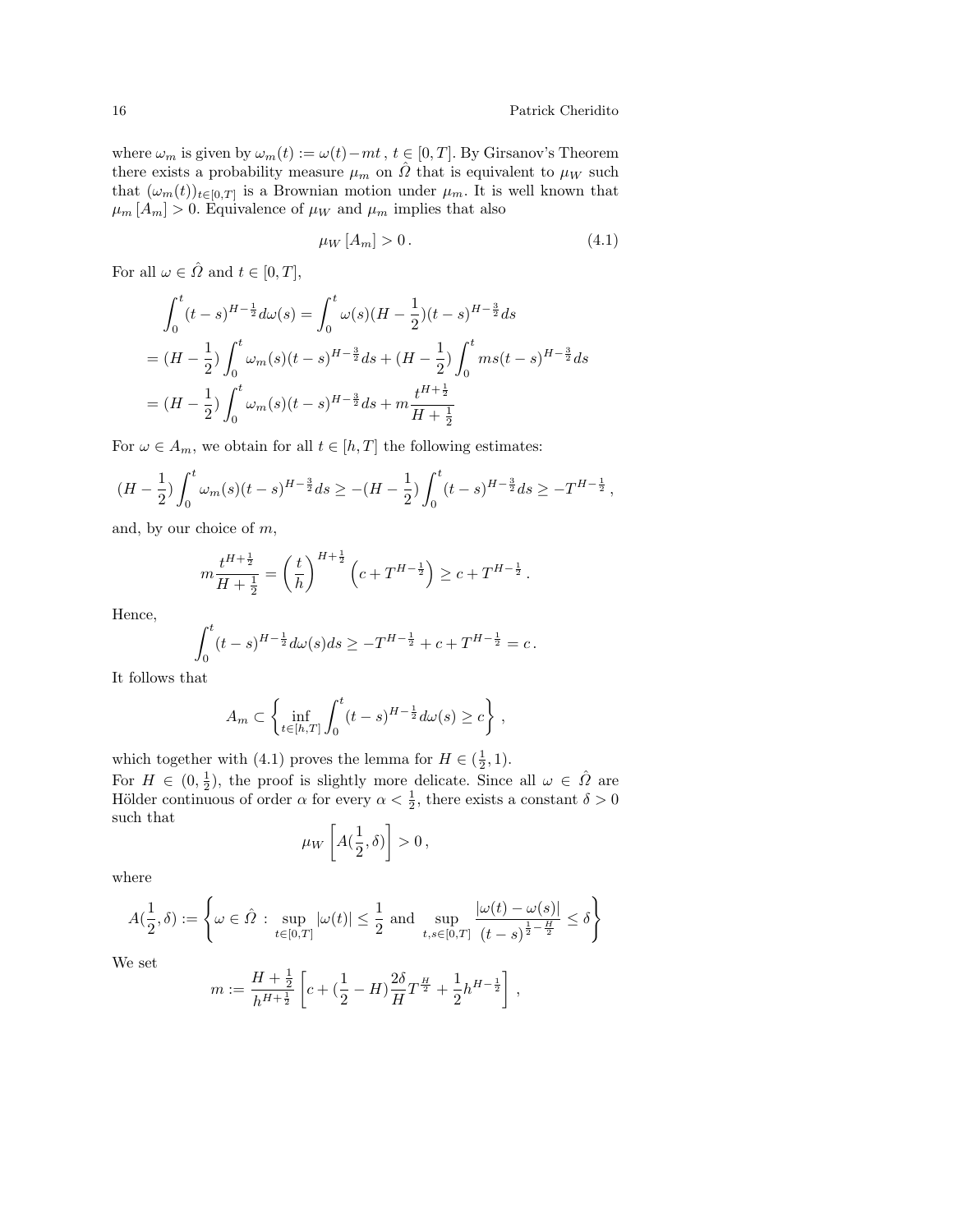where $\omega_m$ is given by $\omega_m(t) := \omega(t) - mt$, $t \in [0,T]$. By Girsanov's Theorem there exists a probability measure $\mu_m$ on $\hat{\Omega}$ that is equivalent to $\mu_W$ such that $(\omega_m(t))_{t\in[0,T]}$ is a Brownian motion under $\mu_m$. It is well known that $\mu_m [A_m] > 0$. Equivalence of $\mu_W$ and $\mu_m$ implies that also

$$\mu_W [A_m] > 0 \,. \tag{4.1}$$

For all $\omega \in \hat{\Omega}$ and $t \in [0,T]$,

$$\begin{aligned}
&\int_0^t (t-s)^{H-\frac{1}{2}} d\omega(s) = \int_0^t \omega(s)(H-\frac{1}{2})(t-s)^{H-\frac{3}{2}} ds \\
&= (H-\frac{1}{2}) \int_0^t \omega_m(s)(t-s)^{H-\frac{3}{2}} ds + (H-\frac{1}{2}) \int_0^t ms(t-s)^{H-\frac{3}{2}} ds \\
&= (H-\frac{1}{2}) \int_0^t \omega_m(s)(t-s)^{H-\frac{3}{2}} ds + m\frac{t^{H+\frac{1}{2}}}{H+\frac{1}{2}}
\end{aligned}$$

For $\omega \in A_m$, we obtain for all $t \in [h,T]$ the following estimates:

$$(H-\frac{1}{2}) \int_0^t \omega_m(s)(t-s)^{H-\frac{3}{2}} ds \geq -(H-\frac{1}{2}) \int_0^t (t-s)^{H-\frac{3}{2}} ds \geq -T^{H-\frac{1}{2}} \,,$$

and, by our choice of $m$,

$$m\frac{t^{H+\frac{1}{2}}}{H+\frac{1}{2}} = \left(\frac{t}{h}\right)^{H+\frac{1}{2}} \left(c + T^{H-\frac{1}{2}}\right) \geq c + T^{H-\frac{1}{2}} \,.$$

Hence,

$$\int_0^t (t-s)^{H-\frac{1}{2}} d\omega(s) ds \geq -T^{H-\frac{1}{2}} + c + T^{H-\frac{1}{2}} = c \,.$$

It follows that

$$A_m \subset \left\{ \inf_{t\in[h,T]} \int_0^t (t-s)^{H-\frac{1}{2}} d\omega(s) \geq c \right\} \,,$$

which together with (4.1) proves the lemma for $H \in (\frac{1}{2}, 1)$.

For $H \in (0, \frac{1}{2})$, the proof is slightly more delicate. Since all $\omega \in \hat{\Omega}$ are Hölder continuous of order $\alpha$ for every $\alpha < \frac{1}{2}$, there exists a constant $\delta > 0$ such that

$$\mu_W \left[ A(\frac{1}{2}, \delta) \right] > 0 \,,$$

where

$$A(\frac{1}{2}, \delta) := \left\{ \omega \in \hat{\Omega} : \sup_{t\in[0,T]} |\omega(t)| \leq \frac{1}{2} \text{ and } \sup_{t,s\in[0,T]} \frac{|\omega(t)-\omega(s)|}{(t-s)^{\frac{1}{2}-\frac{H}{2}}} \leq \delta \right\}$$

We set

$$m := \frac{H+\frac{1}{2}}{h^{H+\frac{1}{2}}} \left[ c + (\frac{1}{2}-H)\frac{2\delta}{H} T^{\frac{H}{2}} + \frac{1}{2} h^{H-\frac{1}{2}} \right] \,,$$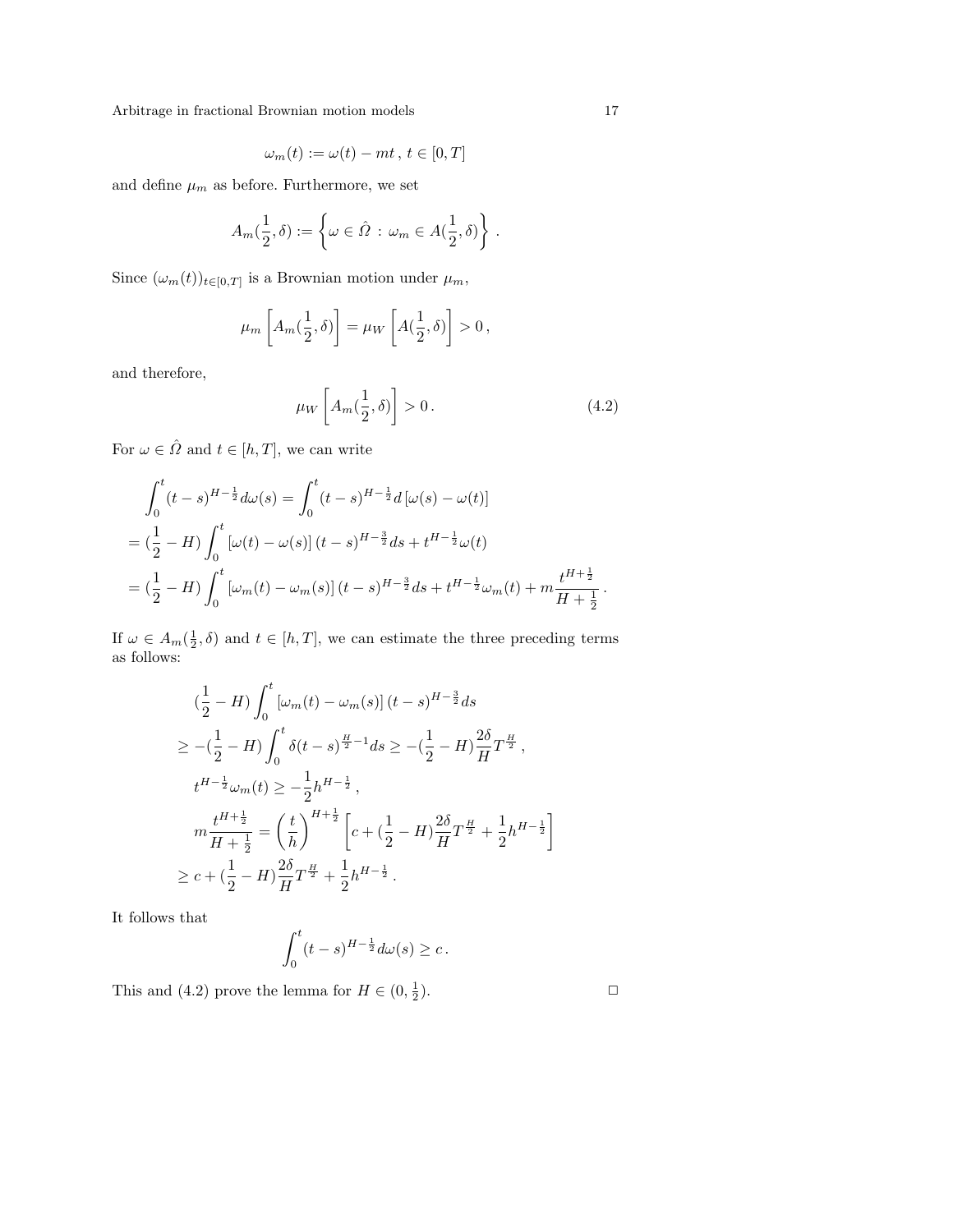$$\omega_m(t) := \omega(t) - mt \, , \; t \in [0, T]$$

and define $\mu_m$ as before. Furthermore, we set

$$A_m(\frac{1}{2}, \delta) := \left\{ \omega \in \hat{\Omega} \, : \, \omega_m \in A(\frac{1}{2}, \delta) \right\} \, .$$

Since $(\omega_m(t))_{t \in [0,T]}$ is a Brownian motion under $\mu_m$,

$$\mu_m \left[ A_m(\frac{1}{2}, \delta) \right] = \mu_W \left[ A(\frac{1}{2}, \delta) \right] > 0 \, ,$$

and therefore,

$$\mu_W \left[ A_m(\frac{1}{2}, \delta) \right] > 0 \, . \tag{4.2}$$

For $\omega \in \hat{\Omega}$ and $t \in [h, T]$, we can write

$$\begin{aligned}
&\int_0^t (t-s)^{H-\frac{1}{2}} d\omega(s) = \int_0^t (t-s)^{H-\frac{1}{2}} d\left[\omega(s) - \omega(t)\right] \\
&= (\frac{1}{2} - H) \int_0^t \left[\omega(t) - \omega(s)\right] (t-s)^{H-\frac{3}{2}} ds + t^{H-\frac{1}{2}} \omega(t) \\
&= (\frac{1}{2} - H) \int_0^t \left[\omega_m(t) - \omega_m(s)\right] (t-s)^{H-\frac{3}{2}} ds + t^{H-\frac{1}{2}} \omega_m(t) + m \frac{t^{H+\frac{1}{2}}}{H + \frac{1}{2}} \, .
\end{aligned}$$

If $\omega \in A_m(\frac{1}{2}, \delta)$ and $t \in [h, T]$, we can estimate the three preceding terms as follows:

$$\begin{aligned}
&(\frac{1}{2} - H) \int_0^t \left[\omega_m(t) - \omega_m(s)\right] (t-s)^{H-\frac{3}{2}} ds \\
&\geq -(\frac{1}{2} - H) \int_0^t \delta (t-s)^{\frac{H}{2}-1} ds \geq -(\frac{1}{2} - H) \frac{2\delta}{H} T^{\frac{H}{2}} \, , \\
&t^{H-\frac{1}{2}} \omega_m(t) \geq -\frac{1}{2} h^{H-\frac{1}{2}} \, , \\
&m \frac{t^{H+\frac{1}{2}}}{H + \frac{1}{2}} = \left(\frac{t}{h}\right)^{H+\frac{1}{2}} \left[ c + (\frac{1}{2} - H) \frac{2\delta}{H} T^{\frac{H}{2}} + \frac{1}{2} h^{H-\frac{1}{2}} \right] \\
&\geq c + (\frac{1}{2} - H) \frac{2\delta}{H} T^{\frac{H}{2}} + \frac{1}{2} h^{H-\frac{1}{2}} \, .
\end{aligned}$$

It follows that

$$\int_0^t (t-s)^{H-\frac{1}{2}} d\omega(s) \geq c \, .$$

This and (4.2) prove the lemma for $H \in (0, \frac{1}{2})$. □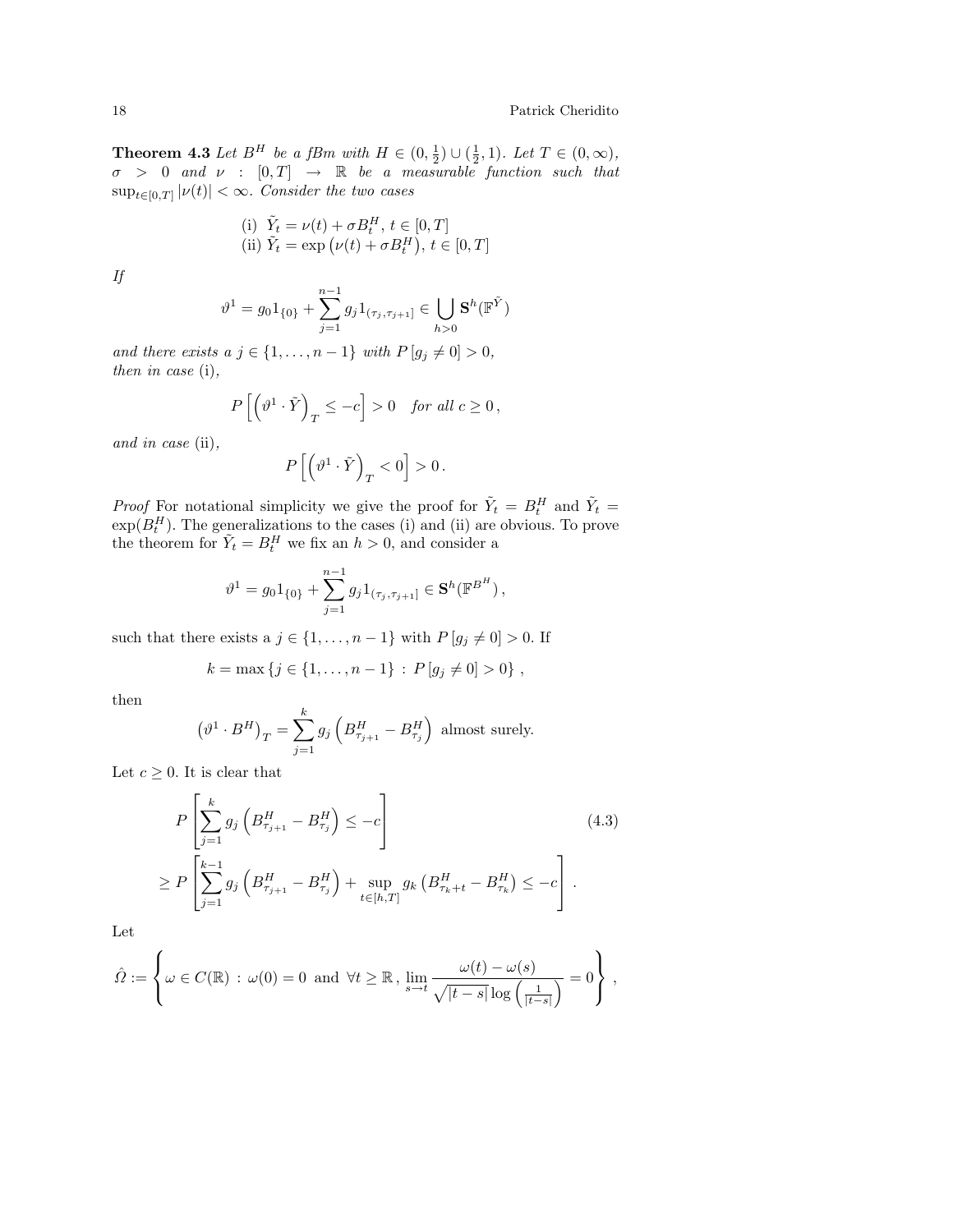**Theorem 4.3** *Let $B^H$ be a fBm with $H \in (0, \frac{1}{2}) \cup (\frac{1}{2}, 1)$. Let $T \in (0, \infty)$, $\sigma > 0$ and $\nu : [0,T] \to \mathbb{R}$ be a measurable function such that $\sup_{t \in [0,T]} |\nu(t)| < \infty$. Consider the two cases*

$$
\begin{aligned}
&\text{(i) } \tilde{Y}_t = \nu(t) + \sigma B^H_t ,\ t \in [0,T] \\
&\text{(ii) } \tilde{Y}_t = \exp\left(\nu(t) + \sigma B^H_t\right),\ t \in [0,T]
\end{aligned}
$$

*If*

$$
\vartheta^1 = g_0 1_{\{0\}} + \sum_{j=1}^{n-1} g_j 1_{(\tau_j, \tau_{j+1}]} \in \bigcup_{h>0} \mathbf{S}^h(\mathbb{F}^{\tilde{Y}})
$$

*and there exists a $j \in \{1, \dots, n-1\}$ with $P[g_j \neq 0] > 0$, then in case* (i),

$$
P\left[\left(\vartheta^1 \cdot \tilde{Y}\right)_T \leq -c\right] > 0 \quad \textit{for all } c \geq 0 ,
$$

*and in case* (ii),

$$
P\left[\left(\vartheta^1 \cdot \tilde{Y}\right)_T < 0\right] > 0 .
$$

*Proof* For notational simplicity we give the proof for $\tilde{Y}_t = B^H_t$ and $\tilde{Y}_t = \exp(B^H_t)$. The generalizations to the cases (i) and (ii) are obvious. To prove the theorem for $\tilde{Y}_t = B^H_t$ we fix an $h > 0$, and consider a

$$
\vartheta^1 = g_0 1_{\{0\}} + \sum_{j=1}^{n-1} g_j 1_{(\tau_j, \tau_{j+1}]} \in \mathbf{S}^h(\mathbb{F}^{B^H}) ,
$$

such that there exists a $j \in \{1, \dots, n-1\}$ with $P[g_j \neq 0] > 0$. If

$$
k = \max \{ j \in \{1, \dots, n-1\} : P[g_j \neq 0] > 0 \} ,
$$

then

$$
\left(\vartheta^1 \cdot B^H\right)_T = \sum_{j=1}^{k} g_j \left(B^H_{\tau_{j+1}} - B^H_{\tau_j}\right) \text{ almost surely.}
$$

Let $c \geq 0$. It is clear that

$$
\begin{aligned}
&P\left[\sum_{j=1}^{k} g_j \left(B^H_{\tau_{j+1}} - B^H_{\tau_j}\right) \leq -c\right] \qquad (4.3) \\
&\geq P\left[\sum_{j=1}^{k-1} g_j \left(B^H_{\tau_{j+1}} - B^H_{\tau_j}\right) + \sup_{t \in [h,T]} g_k \left(B^H_{\tau_k + t} - B^H_{\tau_k}\right) \leq -c\right] .
\end{aligned}
$$

Let

$$
\hat{\Omega} := \left\{ \omega \in C(\mathbb{R}) : \omega(0) = 0 \text{ and } \forall t \geq \mathbb{R} ,\, \lim_{s \to t} \frac{\omega(t) - \omega(s)}{\sqrt{|t-s|} \log\left(\frac{1}{|t-s|}\right)} = 0 \right\} ,
$$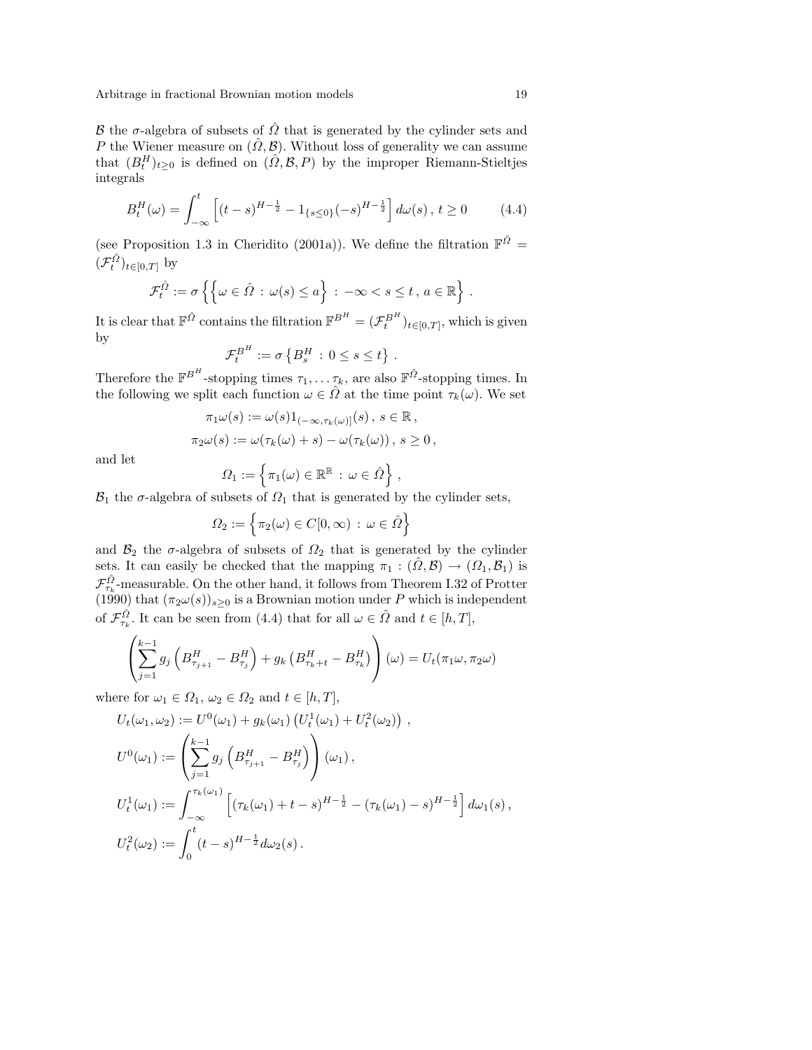$\mathcal{B}$ the $\sigma$-algebra of subsets of $\hat{\Omega}$ that is generated by the cylinder sets and $P$ the Wiener measure on $(\hat{\Omega}, \mathcal{B})$. Without loss of generality we can assume that $(B^H_t)_{t \geq 0}$ is defined on $(\hat{\Omega}, \mathcal{B}, P)$ by the improper Riemann-Stieltjes integrals

$$B^H_t(\omega) = \int_{-\infty}^{t} \left[ (t-s)^{H-\frac{1}{2}} - 1_{\{s \leq 0\}}(-s)^{H-\frac{1}{2}} \right] d\omega(s) \,, \; t \geq 0 \tag{4.4}$$

(see Proposition 1.3 in Cheridito (2001a)). We define the filtration $\mathbb{F}^{\hat{\Omega}} = (\mathcal{F}^{\hat{\Omega}}_t)_{t \in [0,T]}$ by

$$\mathcal{F}^{\hat{\Omega}}_t := \sigma \left\{ \left\{ \omega \in \hat{\Omega} \,:\, \omega(s) \leq a \right\} \,:\, -\infty < s \leq t \,,\, a \in \mathbb{R} \right\} .$$

It is clear that $\mathbb{F}^{\hat{\Omega}}$ contains the filtration $\mathbb{F}^{B^H} = (\mathcal{F}^{B^H}_t)_{t \in [0,T]}$, which is given by

$$\mathcal{F}^{B^H}_t := \sigma \left\{ B^H_s \,:\, 0 \leq s \leq t \right\} .$$

Therefore the $\mathbb{F}^{B^H}$-stopping times $\tau_1, \dots \tau_k$, are also $\mathbb{F}^{\hat{\Omega}}$-stopping times. In the following we split each function $\omega \in \hat{\Omega}$ at the time point $\tau_k(\omega)$. We set

$$\pi_1 \omega(s) := \omega(s) 1_{(-\infty, \tau_k(\omega)]}(s) \,,\; s \in \mathbb{R} \,,$$
$$\pi_2 \omega(s) := \omega(\tau_k(\omega) + s) - \omega(\tau_k(\omega)) \,,\; s \geq 0 \,,$$

and let

$$\Omega_1 := \left\{ \pi_1(\omega) \in \mathbb{R}^{\mathbb{R}} \,:\, \omega \in \hat{\Omega} \right\} ,$$

$\mathcal{B}_1$ the $\sigma$-algebra of subsets of $\Omega_1$ that is generated by the cylinder sets,

$$\Omega_2 := \left\{ \pi_2(\omega) \in C[0,\infty) \,:\, \omega \in \hat{\Omega} \right\}$$

and $\mathcal{B}_2$ the $\sigma$-algebra of subsets of $\Omega_2$ that is generated by the cylinder sets. It can easily be checked that the mapping $\pi_1 : (\hat{\Omega}, \mathcal{B}) \to (\Omega_1, \mathcal{B}_1)$ is $\mathcal{F}^{\hat{\Omega}}_{\tau_k}$-measurable. On the other hand, it follows from Theorem I.32 of Protter (1990) that $(\pi_2 \omega(s))_{s \geq 0}$ is a Brownian motion under $P$ which is independent of $\mathcal{F}^{\hat{\Omega}}_{\tau_k}$. It can be seen from (4.4) that for all $\omega \in \hat{\Omega}$ and $t \in [h, T]$,

$$\left( \sum_{j=1}^{k-1} g_j \left( B^H_{\tau_{j+1}} - B^H_{\tau_j} \right) + g_k \left( B^H_{\tau_k + t} - B^H_{\tau_k} \right) \right)(\omega) = U_t(\pi_1 \omega, \pi_2 \omega)$$

where for $\omega_1 \in \Omega_1$, $\omega_2 \in \Omega_2$ and $t \in [h, T]$,

$$U_t(\omega_1, \omega_2) := U^0(\omega_1) + g_k(\omega_1) \left( U^1_t(\omega_1) + U^2_t(\omega_2) \right) ,$$

$$U^0(\omega_1) := \left( \sum_{j=1}^{k-1} g_j \left( B^H_{\tau_{j+1}} - B^H_{\tau_j} \right) \right)(\omega_1) \,,$$

$$U^1_t(\omega_1) := \int_{-\infty}^{\tau_k(\omega_1)} \left[ (\tau_k(\omega_1) + t - s)^{H-\frac{1}{2}} - (\tau_k(\omega_1) - s)^{H-\frac{1}{2}} \right] d\omega_1(s) \,,$$

$$U^2_t(\omega_2) := \int_0^t (t-s)^{H-\frac{1}{2}} d\omega_2(s) \,.$$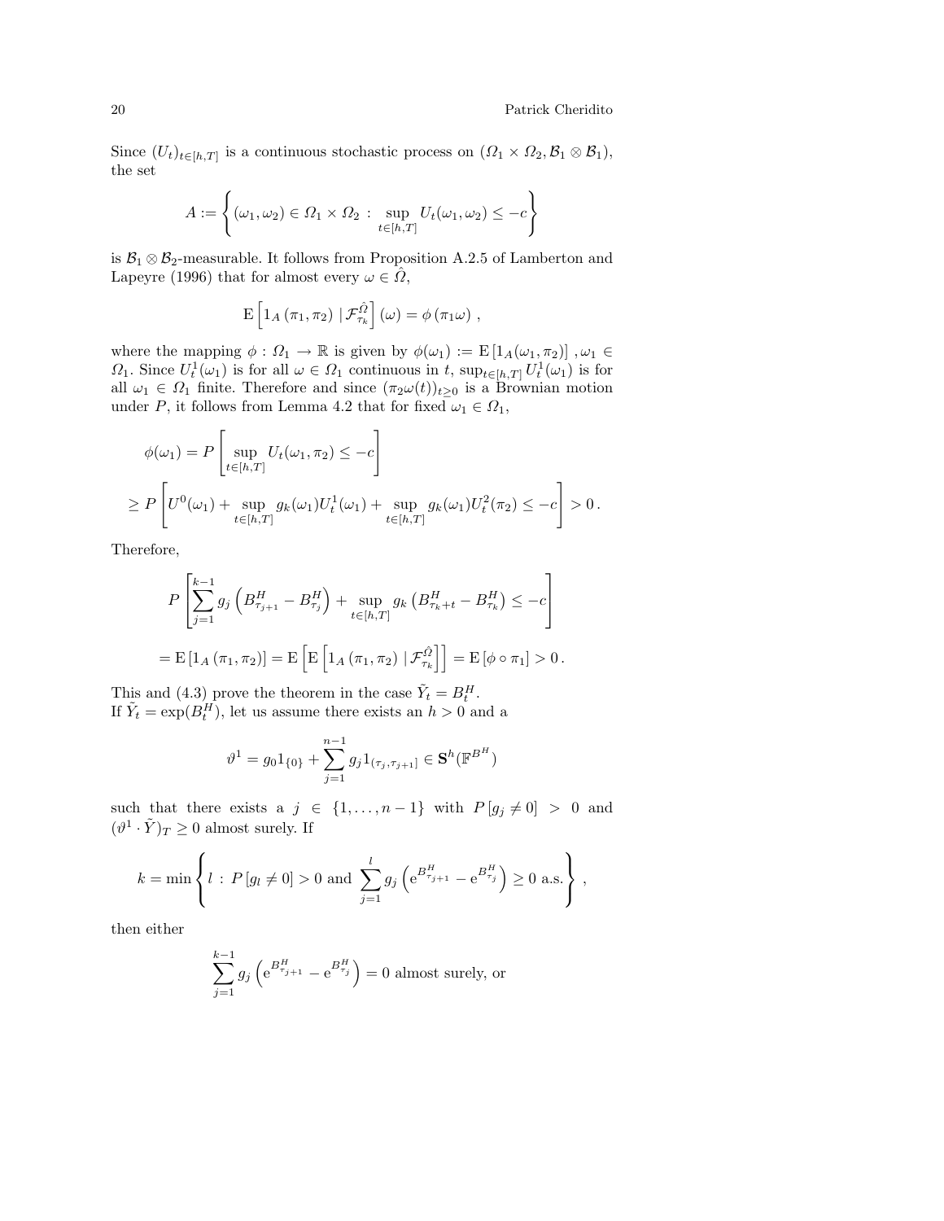Since $(U_t)_{t\in[h,T]}$ is a continuous stochastic process on $(\Omega_1 \times \Omega_2, \mathcal{B}_1 \otimes \mathcal{B}_1)$, the set

$$A := \left\{ (\omega_1, \omega_2) \in \Omega_1 \times \Omega_2 \, : \, \sup_{t\in[h,T]} U_t(\omega_1, \omega_2) \leq -c \right\}$$

is $\mathcal{B}_1 \otimes \mathcal{B}_2$-measurable. It follows from Proposition A.2.5 of Lamberton and Lapeyre (1996) that for almost every $\omega \in \hat{\Omega}$,

$$\mathrm{E}\left[ 1_A\left(\pi_1, \pi_2\right) \mid \mathcal{F}^{\hat{\Omega}}_{\tau_k} \right](\omega) = \phi\left(\pi_1 \omega\right) ,$$

where the mapping $\phi : \Omega_1 \to \mathbb{R}$ is given by $\phi(\omega_1) := \mathrm{E}\left[1_A(\omega_1, \pi_2)\right], \omega_1 \in \Omega_1$. Since $U^1_t(\omega_1)$ is for all $\omega \in \Omega_1$ continuous in $t$, $\sup_{t\in[h,T]} U^1_t(\omega_1)$ is for all $\omega_1 \in \Omega_1$ finite. Therefore and since $(\pi_2\omega(t))_{t\geq 0}$ is a Brownian motion under $P$, it follows from Lemma 4.2 that for fixed $\omega_1 \in \Omega_1$,

$$\begin{aligned}
&\phi(\omega_1) = P\left[ \sup_{t\in[h,T]} U_t(\omega_1, \pi_2) \leq -c \right] \\
&\geq P\left[ U^0(\omega_1) + \sup_{t\in[h,T]} g_k(\omega_1) U^1_t(\omega_1) + \sup_{t\in[h,T]} g_k(\omega_1) U^2_t(\pi_2) \leq -c \right] > 0 \,.
\end{aligned}$$

Therefore,

$$\begin{aligned}
&P\left[ \sum_{j=1}^{k-1} g_j \left( B^H_{\tau_{j+1}} - B^H_{\tau_j} \right) + \sup_{t\in[h,T]} g_k \left( B^H_{\tau_k + t} - B^H_{\tau_k} \right) \leq -c \right] \\
&= \mathrm{E}\left[1_A\left(\pi_1, \pi_2\right)\right] = \mathrm{E}\left[ \mathrm{E}\left[ 1_A\left(\pi_1, \pi_2\right) \mid \mathcal{F}^{\hat{\Omega}}_{\tau_k} \right] \right] = \mathrm{E}\left[\phi \circ \pi_1\right] > 0 \,.
\end{aligned}$$

This and (4.3) prove the theorem in the case $\tilde{Y}_t = B^H_t$.
If $\tilde{Y}_t = \exp(B^H_t)$, let us assume there exists an $h > 0$ and a

$$\vartheta^1 = g_0 1_{\{0\}} + \sum_{j=1}^{n-1} g_j 1_{(\tau_j, \tau_{j+1}]} \in \mathbf{S}^h(\mathbb{F}^{B^H})$$

such that there exists a $j \in \{1, \ldots, n-1\}$ with $P\left[g_j \neq 0\right] > 0$ and $(\vartheta^1 \cdot \tilde{Y})_T \geq 0$ almost surely. If

$$k = \min \left\{ l \, : \, P\left[g_l \neq 0\right] > 0 \text{ and } \sum_{j=1}^{l} g_j \left( \mathrm{e}^{B^H_{\tau_{j+1}}} - \mathrm{e}^{B^H_{\tau_j}} \right) \geq 0 \text{ a.s.} \right\} ,$$

then either

$$\sum_{j=1}^{k-1} g_j \left( \mathrm{e}^{B^H_{\tau_{j+1}}} - \mathrm{e}^{B^H_{\tau_j}} \right) = 0 \text{ almost surely, or}$$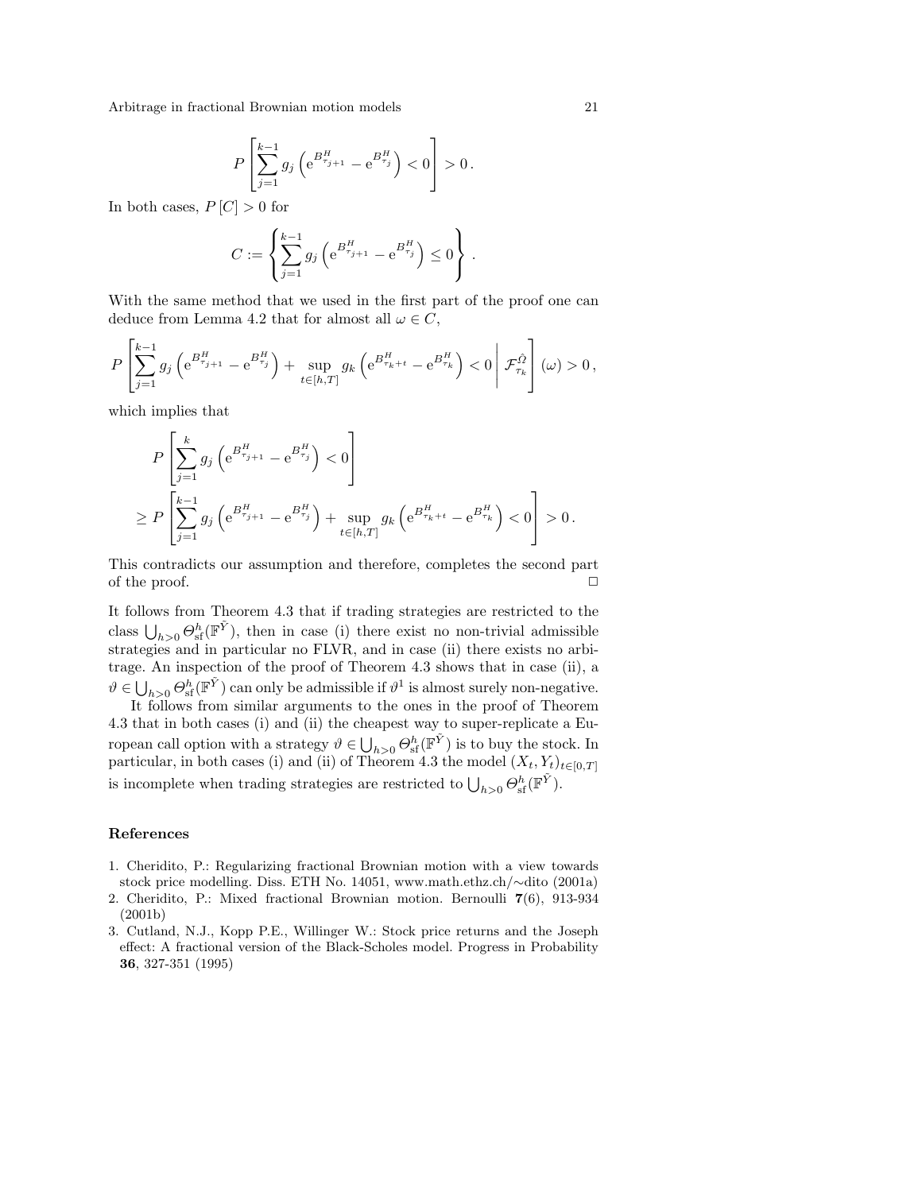$$P\left[\sum_{j=1}^{k-1} g_j \left(\mathrm{e}^{B^H_{\tau_{j+1}}} - \mathrm{e}^{B^H_{\tau_j}}\right) < 0\right] > 0\,.$$

In both cases, $P\left[C\right] > 0$ for

$$C := \left\{\sum_{j=1}^{k-1} g_j \left(\mathrm{e}^{B^H_{\tau_{j+1}}} - \mathrm{e}^{B^H_{\tau_j}}\right) \leq 0\right\}\,.$$

With the same method that we used in the first part of the proof one can deduce from Lemma 4.2 that for almost all $\omega \in C$,

$$P\left[\sum_{j=1}^{k-1} g_j \left(\mathrm{e}^{B^H_{\tau_{j+1}}} - \mathrm{e}^{B^H_{\tau_j}}\right) + \sup_{t \in [h,T]} g_k \left(\mathrm{e}^{B^H_{\tau_k + t}} - \mathrm{e}^{B^H_{\tau_k}}\right) < 0 \,\middle|\, \mathcal{F}^{\hat{\Omega}}_{\tau_k}\right](\omega) > 0\,,$$

which implies that

$$\begin{aligned}
&P\left[\sum_{j=1}^{k} g_j \left(\mathrm{e}^{B^H_{\tau_{j+1}}} - \mathrm{e}^{B^H_{\tau_j}}\right) < 0\right] \\
&\geq P\left[\sum_{j=1}^{k-1} g_j \left(\mathrm{e}^{B^H_{\tau_{j+1}}} - \mathrm{e}^{B^H_{\tau_j}}\right) + \sup_{t \in [h,T]} g_k \left(\mathrm{e}^{B^H_{\tau_k + t}} - \mathrm{e}^{B^H_{\tau_k}}\right) < 0\right] > 0\,.
\end{aligned}$$

This contradicts our assumption and therefore, completes the second part of the proof. $\square$

It follows from Theorem 4.3 that if trading strategies are restricted to the class $\bigcup_{h>0} \Theta^h_{\mathrm{sf}}(\mathbb{F}^{\tilde{Y}})$, then in case (i) there exist no non-trivial admissible strategies and in particular no FLVR, and in case (ii) there exists no arbitrage. An inspection of the proof of Theorem 4.3 shows that in case (ii), a $\vartheta \in \bigcup_{h>0} \Theta^h_{\mathrm{sf}}(\mathbb{F}^{\tilde{Y}})$ can only be admissible if $\vartheta^1$ is almost surely non-negative.

It follows from similar arguments to the ones in the proof of Theorem 4.3 that in both cases (i) and (ii) the cheapest way to super-replicate a European call option with a strategy $\vartheta \in \bigcup_{h>0} \Theta^h_{\mathrm{sf}}(\mathbb{F}^{\tilde{Y}})$ is to buy the stock. In particular, in both cases (i) and (ii) of Theorem 4.3 the model $(X_t, Y_t)_{t \in [0,T]}$ is incomplete when trading strategies are restricted to $\bigcup_{h>0} \Theta^h_{\mathrm{sf}}(\mathbb{F}^{\tilde{Y}})$.

## References

1. Cheridito, P.: Regularizing fractional Brownian motion with a view towards stock price modelling. Diss. ETH No. 14051, www.math.ethz.ch/~dito (2001a)
2. Cheridito, P.: Mixed fractional Brownian motion. Bernoulli **7**(6), 913-934 (2001b)
3. Cutland, N.J., Kopp P.E., Willinger W.: Stock price returns and the Joseph effect: A fractional version of the Black-Scholes model. Progress in Probability **36**, 327-351 (1995)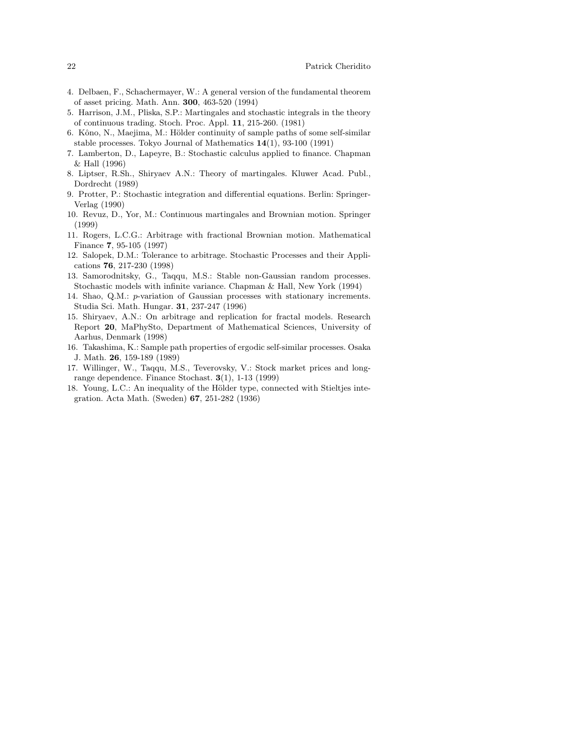4. Delbaen, F., Schachermayer, W.: A general version of the fundamental theorem of asset pricing. Math. Ann. **300**, 463-520 (1994)
5. Harrison, J.M., Pliska, S.P.: Martingales and stochastic integrals in the theory of continuous trading. Stoch. Proc. Appl. **11**, 215-260. (1981)
6. Kôno, N., Maejima, M.: Hölder continuity of sample paths of some self-similar stable processes. Tokyo Journal of Mathematics **14**(1), 93-100 (1991)
7. Lamberton, D., Lapeyre, B.: Stochastic calculus applied to finance. Chapman & Hall (1996)
8. Liptser, R.Sh., Shiryaev A.N.: Theory of martingales. Kluwer Acad. Publ., Dordrecht (1989)
9. Protter, P.: Stochastic integration and differential equations. Berlin: Springer-Verlag (1990)
10. Revuz, D., Yor, M.: Continuous martingales and Brownian motion. Springer (1999)
11. Rogers, L.C.G.: Arbitrage with fractional Brownian motion. Mathematical Finance **7**, 95-105 (1997)
12. Salopek, D.M.: Tolerance to arbitrage. Stochastic Processes and their Applications **76**, 217-230 (1998)
13. Samorodnitsky, G., Taqqu, M.S.: Stable non-Gaussian random processes. Stochastic models with infinite variance. Chapman & Hall, New York (1994)
14. Shao, Q.M.: *p*-variation of Gaussian processes with stationary increments. Studia Sci. Math. Hungar. **31**, 237-247 (1996)
15. Shiryaev, A.N.: On arbitrage and replication for fractal models. Research Report **20**, MaPhySto, Department of Mathematical Sciences, University of Aarhus, Denmark (1998)
16. Takashima, K.: Sample path properties of ergodic self-similar processes. Osaka J. Math. **26**, 159-189 (1989)
17. Willinger, W., Taqqu, M.S., Teverovsky, V.: Stock market prices and long-range dependence. Finance Stochast. **3**(1), 1-13 (1999)
18. Young, L.C.: An inequality of the Hölder type, connected with Stieltjes integration. Acta Math. (Sweden) **67**, 251-282 (1936)